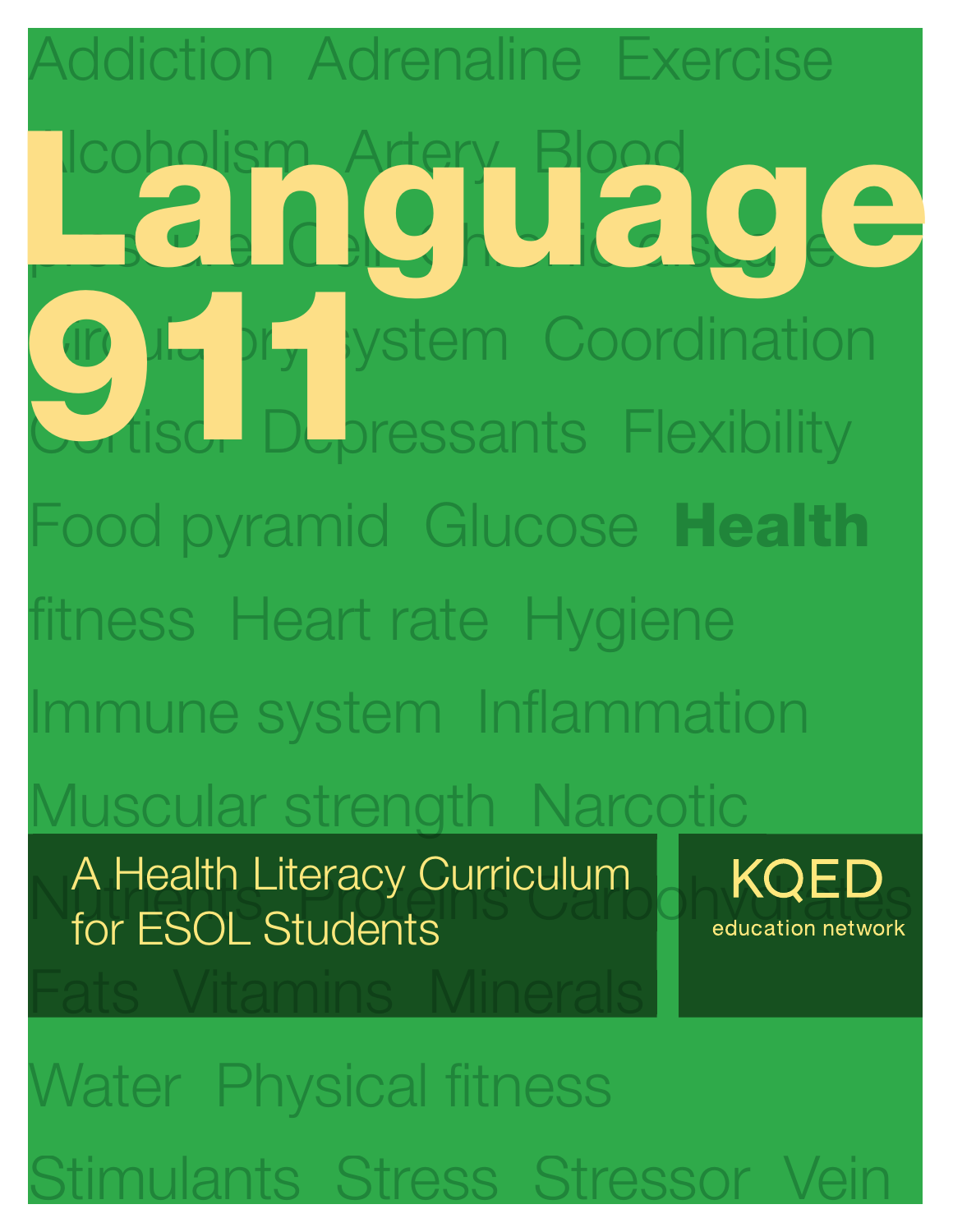# Language 911

## A Health Literacy Curriculum for ESOL Students

KQED education network

Addiction Adrenaline Exercise Alcoholism Artery Blood pressure Cell Chronic disease Circulatory system Coordination Cortisol Depressants Flexibility Food pyramid Glucose **Health** fitness Heart rate Hygiene Immune system Inflammation Muscular strength Narcotic Nutrients Proteins Carbohydrates Fats Vitamins Minerals Water Physical fitness Stimulants Stress Stressor Vein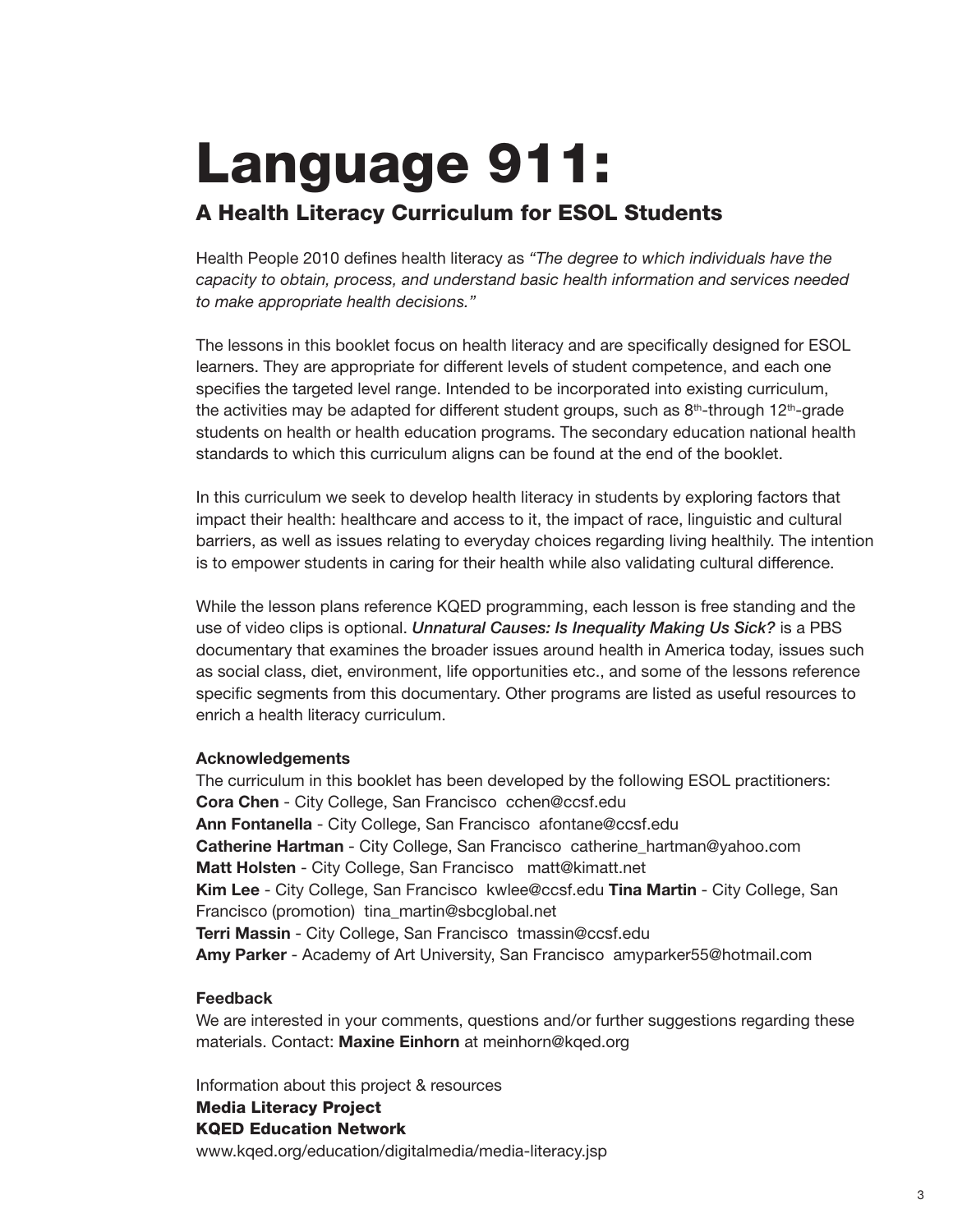# Language 911:

## A Health Literacy Curriculum for ESOL Students

Health People 2010 defines health literacy as *"The degree to which individuals have the capacity to obtain, process, and understand basic health information and services needed to make appropriate health decisions."*

The lessons in this booklet focus on health literacy and are specifically designed for ESOL learners. They are appropriate for different levels of student competence, and each one specifies the targeted level range. Intended to be incorporated into existing curriculum, the activities may be adapted for different student groups, such as 8th-through 12th-grade students on health or health education programs. The secondary education national health standards to which this curriculum aligns can be found at the end of the booklet.

In this curriculum we seek to develop health literacy in students by exploring factors that impact their health: healthcare and access to it, the impact of race, linguistic and cultural barriers, as well as issues relating to everyday choices regarding living healthily. The intention is to empower students in caring for their health while also validating cultural difference.

While the lesson plans reference KQED programming, each lesson is free standing and the use of video clips is optional. ***Unnatural Causes: Is Inequality Making Us Sick?*** is a PBS documentary that examines the broader issues around health in America today, issues such as social class, diet, environment, life opportunities etc., and some of the lessons reference specific segments from this documentary. Other programs are listed as useful resources to enrich a health literacy curriculum.

**Acknowledgements**

The curriculum in this booklet has been developed by the following ESOL practitioners:
**Cora Chen** - City College, San Francisco cchen@ccsf.edu
**Ann Fontanella** - City College, San Francisco afontane@ccsf.edu
**Catherine Hartman** - City College, San Francisco catherine_hartman@yahoo.com
**Matt Holsten** - City College, San Francisco matt@kimatt.net
**Kim Lee** - City College, San Francisco kwlee@ccsf.edu **Tina Martin** - City College, San Francisco (promotion) tina_martin@sbcglobal.net
**Terri Massin** - City College, San Francisco tmassin@ccsf.edu
**Amy Parker** - Academy of Art University, San Francisco amyparker55@hotmail.com

**Feedback**

We are interested in your comments, questions and/or further suggestions regarding these materials. Contact: **Maxine Einhorn** at meinhorn@kqed.org

Information about this project & resources
**Media Literacy Project**
**KQED Education Network**
www.kqed.org/education/digitalmedia/media-literacy.jsp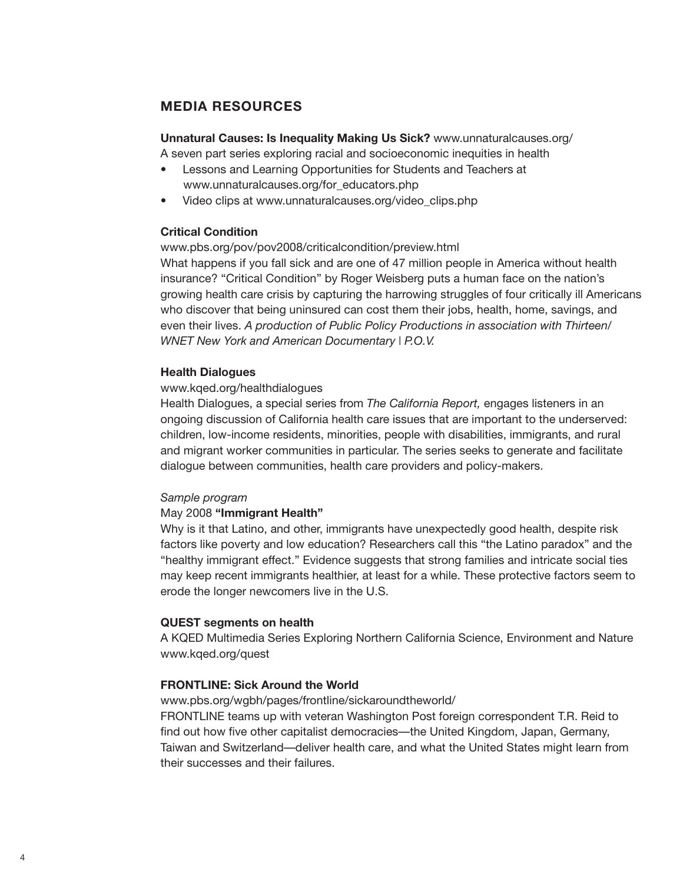## MEDIA RESOURCES

**Unnatural Causes: Is Inequality Making Us Sick?** www.unnaturalcauses.org/
A seven part series exploring racial and socioeconomic inequities in health

- Lessons and Learning Opportunities for Students and Teachers at www.unnaturalcauses.org/for_educators.php
- Video clips at www.unnaturalcauses.org/video_clips.php

**Critical Condition**

www.pbs.org/pov/pov2008/criticalcondition/preview.html
What happens if you fall sick and are one of 47 million people in America without health insurance? "Critical Condition" by Roger Weisberg puts a human face on the nation's growing health care crisis by capturing the harrowing struggles of four critically ill Americans who discover that being uninsured can cost them their jobs, health, home, savings, and even their lives. *A production of Public Policy Productions in association with Thirteen/ WNET New York and American Documentary | P.O.V.*

**Health Dialogues**

www.kqed.org/healthdialogues
Health Dialogues, a special series from *The California Report,* engages listeners in an ongoing discussion of California health care issues that are important to the underserved: children, low-income residents, minorities, people with disabilities, immigrants, and rural and migrant worker communities in particular. The series seeks to generate and facilitate dialogue between communities, health care providers and policy-makers.

*Sample program*

May 2008 **"Immigrant Health"**
Why is it that Latino, and other, immigrants have unexpectedly good health, despite risk factors like poverty and low education? Researchers call this "the Latino paradox" and the "healthy immigrant effect." Evidence suggests that strong families and intricate social ties may keep recent immigrants healthier, at least for a while. These protective factors seem to erode the longer newcomers live in the U.S.

**QUEST segments on health**

A KQED Multimedia Series Exploring Northern California Science, Environment and Nature
www.kqed.org/quest

**FRONTLINE: Sick Around the World**

www.pbs.org/wgbh/pages/frontline/sickaroundtheworld/
FRONTLINE teams up with veteran Washington Post foreign correspondent T.R. Reid to find out how five other capitalist democracies—the United Kingdom, Japan, Germany, Taiwan and Switzerland—deliver health care, and what the United States might learn from their successes and their failures.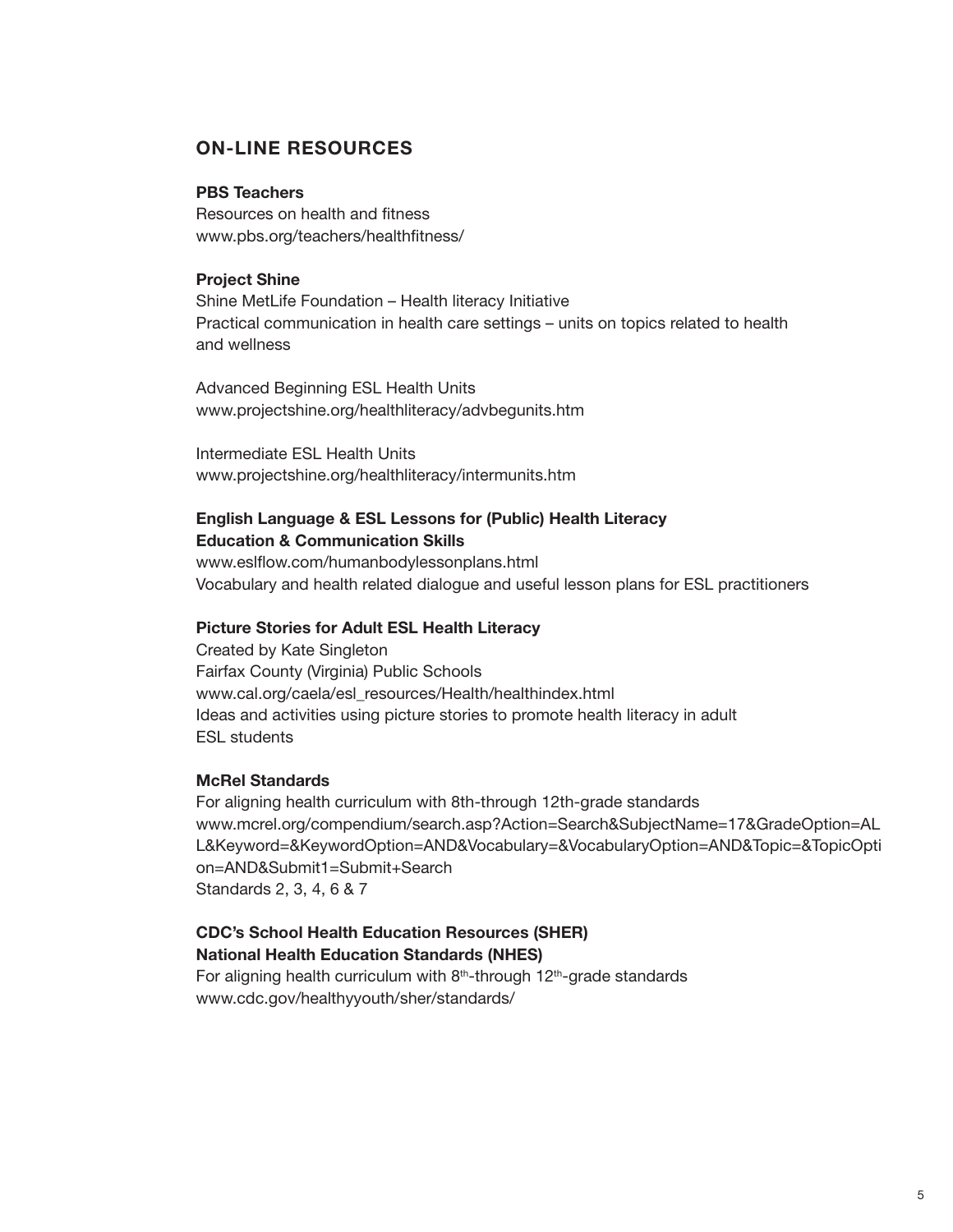## ON-LINE RESOURCES

**PBS Teachers**
Resources on health and fitness
www.pbs.org/teachers/healthfitness/

**Project Shine**
Shine MetLife Foundation – Health literacy Initiative
Practical communication in health care settings – units on topics related to health and wellness

Advanced Beginning ESL Health Units
www.projectshine.org/healthliteracy/advbegunits.htm

Intermediate ESL Health Units
www.projectshine.org/healthliteracy/intermunits.htm

**English Language & ESL Lessons for (Public) Health Literacy Education & Communication Skills**
www.eslflow.com/humanbodylessonplans.html
Vocabulary and health related dialogue and useful lesson plans for ESL practitioners

**Picture Stories for Adult ESL Health Literacy**
Created by Kate Singleton
Fairfax County (Virginia) Public Schools
www.cal.org/caela/esl_resources/Health/healthindex.html
Ideas and activities using picture stories to promote health literacy in adult ESL students

**McRel Standards**
For aligning health curriculum with 8th-through 12th-grade standards
www.mcrel.org/compendium/search.asp?Action=Search&SubjectName=17&GradeOption=ALL&Keyword=&KeywordOption=AND&Vocabulary=&VocabularyOption=AND&Topic=&TopicOption=AND&Submit1=Submit+Search
Standards 2, 3, 4, 6 & 7

**CDC's School Health Education Resources (SHER)**
**National Health Education Standards (NHES)**
For aligning health curriculum with 8th-through 12th-grade standards
www.cdc.gov/healthyyouth/sher/standards/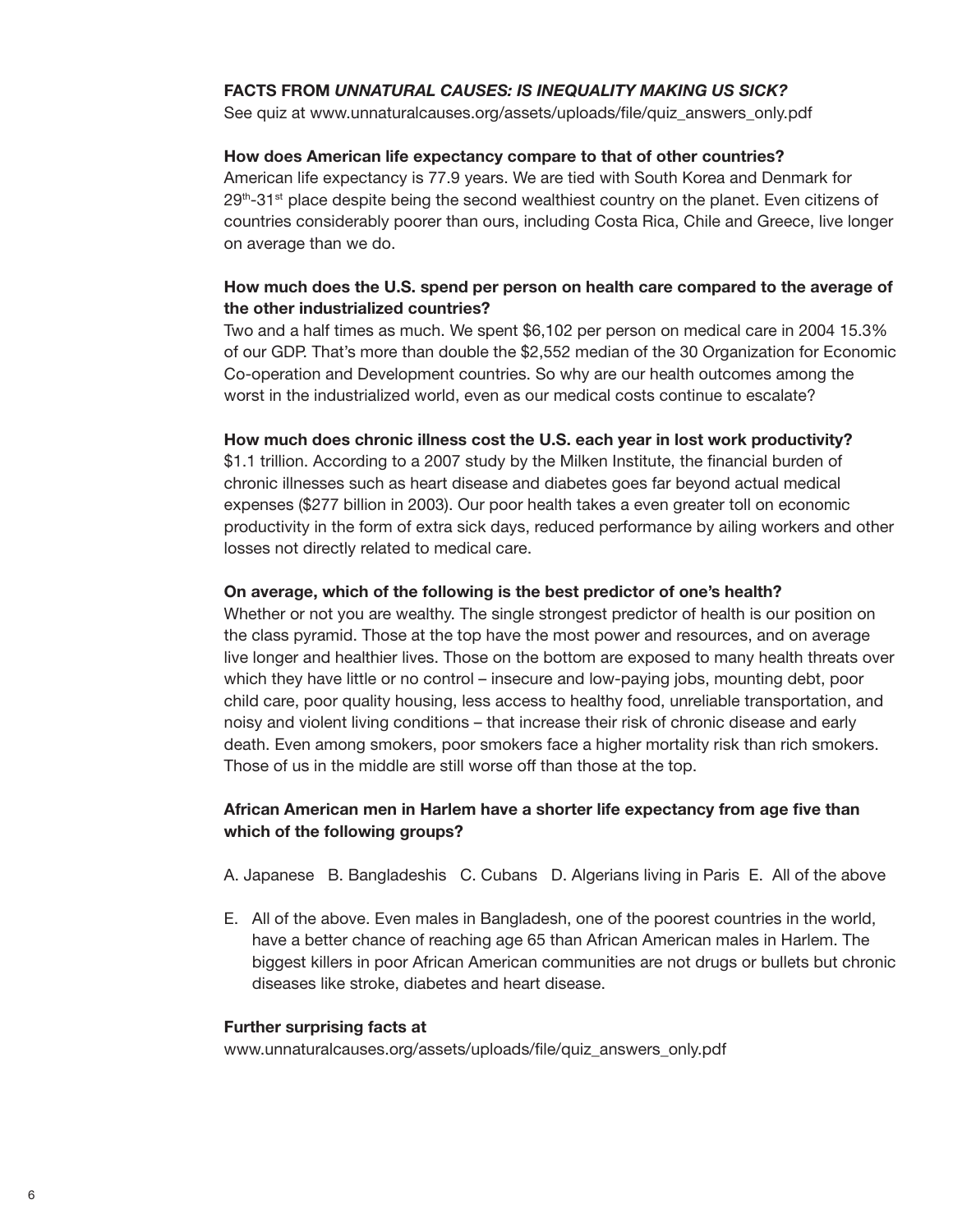### FACTS FROM *UNNATURAL CAUSES: IS INEQUALITY MAKING US SICK?*

See quiz at www.unnaturalcauses.org/assets/uploads/file/quiz_answers_only.pdf

**How does American life expectancy compare to that of other countries?**

American life expectancy is 77.9 years. We are tied with South Korea and Denmark for 29th-31st place despite being the second wealthiest country on the planet. Even citizens of countries considerably poorer than ours, including Costa Rica, Chile and Greece, live longer on average than we do.

**How much does the U.S. spend per person on health care compared to the average of the other industrialized countries?**

Two and a half times as much. We spent $6,102 per person on medical care in 2004 15.3% of our GDP. That's more than double the $2,552 median of the 30 Organization for Economic Co-operation and Development countries. So why are our health outcomes among the worst in the industrialized world, even as our medical costs continue to escalate?

**How much does chronic illness cost the U.S. each year in lost work productivity?**

$1.1 trillion. According to a 2007 study by the Milken Institute, the financial burden of chronic illnesses such as heart disease and diabetes goes far beyond actual medical expenses ($277 billion in 2003). Our poor health takes a even greater toll on economic productivity in the form of extra sick days, reduced performance by ailing workers and other losses not directly related to medical care.

**On average, which of the following is the best predictor of one's health?**

Whether or not you are wealthy. The single strongest predictor of health is our position on the class pyramid. Those at the top have the most power and resources, and on average live longer and healthier lives. Those on the bottom are exposed to many health threats over which they have little or no control – insecure and low-paying jobs, mounting debt, poor child care, poor quality housing, less access to healthy food, unreliable transportation, and noisy and violent living conditions – that increase their risk of chronic disease and early death. Even among smokers, poor smokers face a higher mortality risk than rich smokers. Those of us in the middle are still worse off than those at the top.

**African American men in Harlem have a shorter life expectancy from age five than which of the following groups?**

A. Japanese B. Bangladeshis C. Cubans D. Algerians living in Paris E. All of the above

E. All of the above. Even males in Bangladesh, one of the poorest countries in the world, have a better chance of reaching age 65 than African American males in Harlem. The biggest killers in poor African American communities are not drugs or bullets but chronic diseases like stroke, diabetes and heart disease.

**Further surprising facts at**

www.unnaturalcauses.org/assets/uploads/file/quiz_answers_only.pdf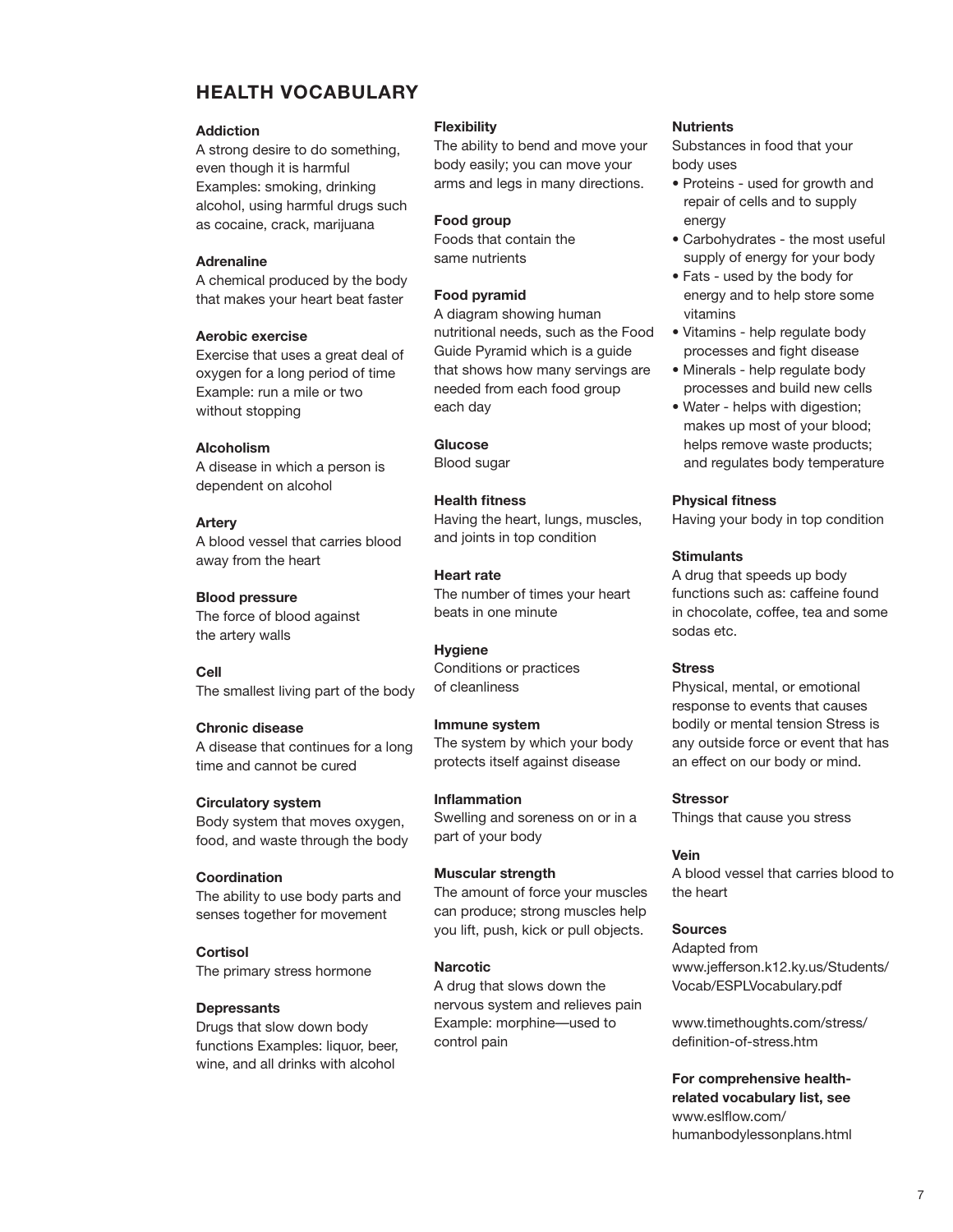## HEALTH VOCABULARY

**Addiction**
A strong desire to do something, even though it is harmful Examples: smoking, drinking alcohol, using harmful drugs such as cocaine, crack, marijuana

**Adrenaline**
A chemical produced by the body that makes your heart beat faster

**Aerobic exercise**
Exercise that uses a great deal of oxygen for a long period of time Example: run a mile or two without stopping

**Alcoholism**
A disease in which a person is dependent on alcohol

**Artery**
A blood vessel that carries blood away from the heart

**Blood pressure**
The force of blood against the artery walls

**Cell**
The smallest living part of the body

**Chronic disease**
A disease that continues for a long time and cannot be cured

**Circulatory system**
Body system that moves oxygen, food, and waste through the body

**Coordination**
The ability to use body parts and senses together for movement

**Cortisol**
The primary stress hormone

**Depressants**
Drugs that slow down body functions Examples: liquor, beer, wine, and all drinks with alcohol

**Flexibility**
The ability to bend and move your body easily; you can move your arms and legs in many directions.

**Food group**
Foods that contain the same nutrients

**Food pyramid**
A diagram showing human nutritional needs, such as the Food Guide Pyramid which is a guide that shows how many servings are needed from each food group each day

**Glucose**
Blood sugar

**Health fitness**
Having the heart, lungs, muscles, and joints in top condition

**Heart rate**
The number of times your heart beats in one minute

**Hygiene**
Conditions or practices of cleanliness

**Immune system**
The system by which your body protects itself against disease

**Inflammation**
Swelling and soreness on or in a part of your body

**Muscular strength**
The amount of force your muscles can produce; strong muscles help you lift, push, kick or pull objects.

**Narcotic**
A drug that slows down the nervous system and relieves pain Example: morphine—used to control pain

**Nutrients**
Substances in food that your body uses

- Proteins - used for growth and repair of cells and to supply energy
- Carbohydrates - the most useful supply of energy for your body
- Fats - used by the body for energy and to help store some vitamins
- Vitamins - help regulate body processes and fight disease
- Minerals - help regulate body processes and build new cells
- Water - helps with digestion; makes up most of your blood; helps remove waste products; and regulates body temperature

**Physical fitness**
Having your body in top condition

**Stimulants**
A drug that speeds up body functions such as: caffeine found in chocolate, coffee, tea and some sodas etc.

**Stress**
Physical, mental, or emotional response to events that causes bodily or mental tension Stress is any outside force or event that has an effect on our body or mind.

**Stressor**
Things that cause you stress

**Vein**
A blood vessel that carries blood to the heart

**Sources**
Adapted from www.jefferson.k12.ky.us/Students/Vocab/ESPLVocabulary.pdf

www.timethoughts.com/stress/definition-of-stress.htm

**For comprehensive health-related vocabulary list, see** www.eslflow.com/humanbodylessonplans.html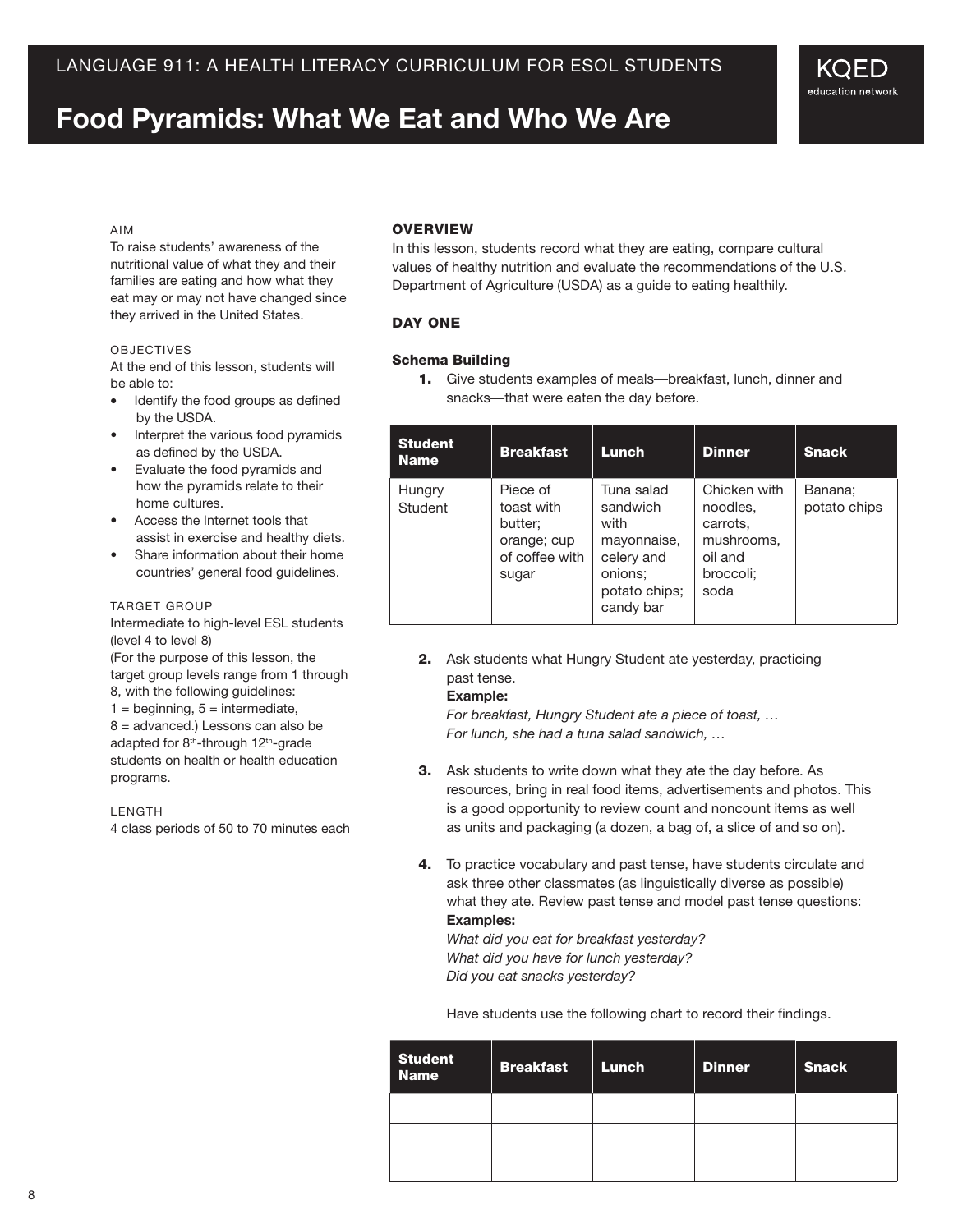# Food Pyramids: What We Eat and Who We Are

AIM

To raise students' awareness of the nutritional value of what they and their families are eating and how what they eat may or may not have changed since they arrived in the United States.

OBJECTIVES

At the end of this lesson, students will be able to:

- Identify the food groups as defined by the USDA.
- Interpret the various food pyramids as defined by the USDA.
- Evaluate the food pyramids and how the pyramids relate to their home cultures.
- Access the Internet tools that assist in exercise and healthy diets.
- Share information about their home countries' general food guidelines.

TARGET GROUP

Intermediate to high-level ESL students (level 4 to level 8)

(For the purpose of this lesson, the target group levels range from 1 through 8, with the following guidelines:
1 = beginning, 5 = intermediate, 8 = advanced.) Lessons can also be adapted for 8th-through 12th-grade students on health or health education programs.

LENGTH

4 class periods of 50 to 70 minutes each

## OVERVIEW

In this lesson, students record what they are eating, compare cultural values of healthy nutrition and evaluate the recommendations of the U.S. Department of Agriculture (USDA) as a guide to eating healthily.

## DAY ONE

### Schema Building

1. Give students examples of meals—breakfast, lunch, dinner and snacks—that were eaten the day before.

| Student Name | Breakfast | Lunch | Dinner | Snack |
|---|---|---|---|---|
| Hungry Student | Piece of toast with butter; orange; cup of coffee with sugar | Tuna salad sandwich with mayonnaise, celery and onions; potato chips; candy bar | Chicken with noodles, carrots, mushrooms, oil and broccoli; soda | Banana; potato chips |

2. Ask students what Hungry Student ate yesterday, practicing past tense.
   **Example:**
   *For breakfast, Hungry Student ate a piece of toast, …*
   *For lunch, she had a tuna salad sandwich, …*

3. Ask students to write down what they ate the day before. As resources, bring in real food items, advertisements and photos. This is a good opportunity to review count and noncount items as well as units and packaging (a dozen, a bag of, a slice of and so on).

4. To practice vocabulary and past tense, have students circulate and ask three other classmates (as linguistically diverse as possible) what they ate. Review past tense and model past tense questions:
   **Examples:**
   *What did you eat for breakfast yesterday?*
   *What did you have for lunch yesterday?*
   *Did you eat snacks yesterday?*

   Have students use the following chart to record their findings.

| Student Name | Breakfast | Lunch | Dinner | Snack |
|---|---|---|---|---|
| | | | | |
| | | | | |
| | | | | |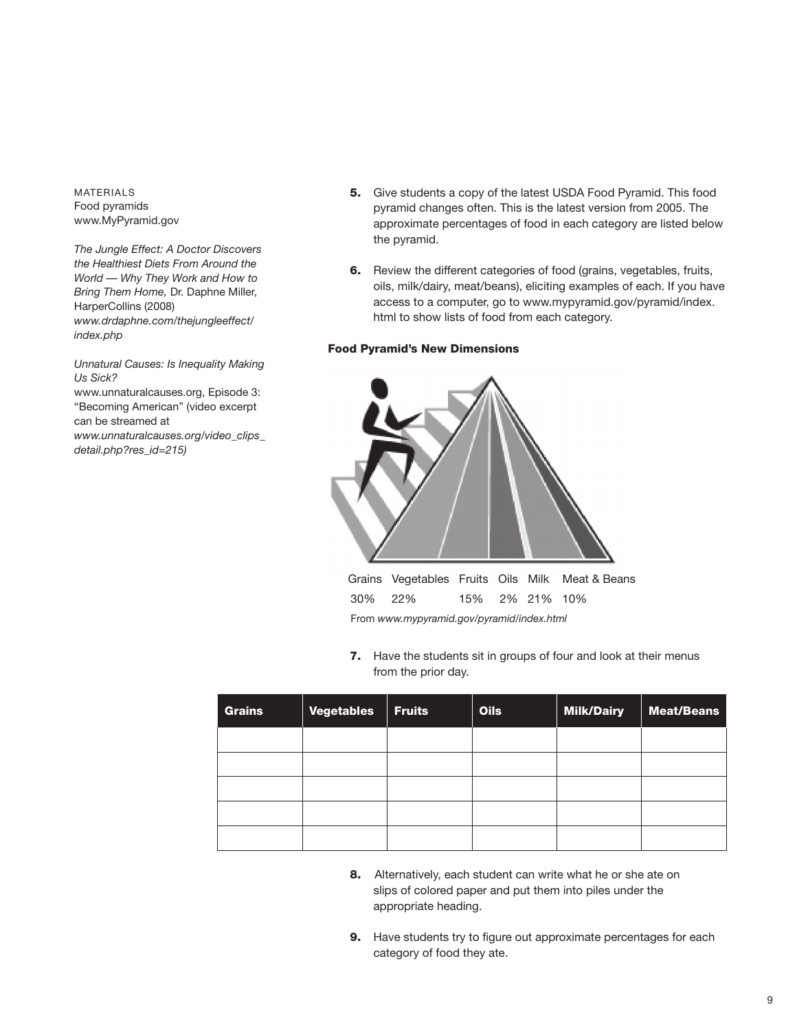MATERIALS
Food pyramids
www.MyPyramid.gov

*The Jungle Effect: A Doctor Discovers the Healthiest Diets From Around the World — Why They Work and How to Bring Them Home,* Dr. Daphne Miller, HarperCollins (2008)
*www.drdaphne.com/thejungleeffect/index.php*

*Unnatural Causes: Is Inequality Making Us Sick?*
www.unnaturalcauses.org, Episode 3: "Becoming American" (video excerpt can be streamed at *www.unnaturalcauses.org/video_clips_detail.php?res_id=215)*

5. Give students a copy of the latest USDA Food Pyramid. This food pyramid changes often. This is the latest version from 2005. The approximate percentages of food in each category are listed below the pyramid.

6. Review the different categories of food (grains, vegetables, fruits, oils, milk/dairy, meat/beans), eliciting examples of each. If you have access to a computer, go to www.mypyramid.gov/pyramid/index.html to show lists of food from each category.

**Food Pyramid's New Dimensions**

| Grains | Vegetables | Fruits | Oils | Milk | Meat & Beans |
|---|---|---|---|---|---|
| 30% | 22% | 15% | 2% | 21% | 10% |

From *www.mypyramid.gov/pyramid/index.html*

7. Have the students sit in groups of four and look at their menus from the prior day.

| Grains | Vegetables | Fruits | Oils | Milk/Dairy | Meat/Beans |
|---|---|---|---|---|---|
| | | | | | |
| | | | | | |
| | | | | | |
| | | | | | |
| | | | | | |

8. Alternatively, each student can write what he or she ate on slips of colored paper and put them into piles under the appropriate heading.

9. Have students try to figure out approximate percentages for each category of food they ate.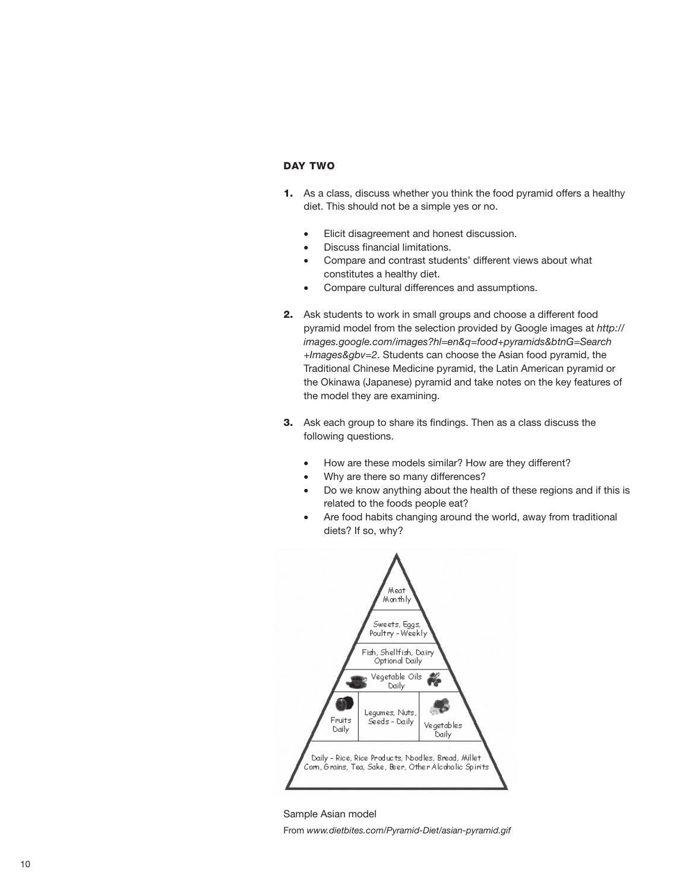### DAY TWO

1. As a class, discuss whether you think the food pyramid offers a healthy diet. This should not be a simple yes or no.
   - Elicit disagreement and honest discussion.
   - Discuss financial limitations.
   - Compare and contrast students' different views about what constitutes a healthy diet.
   - Compare cultural differences and assumptions.

2. Ask students to work in small groups and choose a different food pyramid model from the selection provided by Google images at *http://images.google.com/images?hl=en&q=food+pyramids&btnG=Search+Images&gbv=2*. Students can choose the Asian food pyramid, the Traditional Chinese Medicine pyramid, the Latin American pyramid or the Okinawa (Japanese) pyramid and take notes on the key features of the model they are examining.

3. Ask each group to share its findings. Then as a class discuss the following questions.
   - How are these models similar? How are they different?
   - Why are there so many differences?
   - Do we know anything about the health of these regions and if this is related to the foods people eat?
   - Are food habits changing around the world, away from traditional diets? If so, why?

Meat Monthly

Sweets, Eggs, Poultry - Weekly

Fish, Shellfish, Dairy Optional Daily

Vegetable Oils Daily

Fruits Daily | Legumes, Nuts, Seeds - Daily | Vegetables Daily

Daily - Rice, Rice Products, Noodles, Bread, Millet Corn, Grains, Tea, Sake, Beer, Other Alcoholic Spirits

Sample Asian model

From *www.dietbites.com/Pyramid-Diet/asian-pyramid.gif*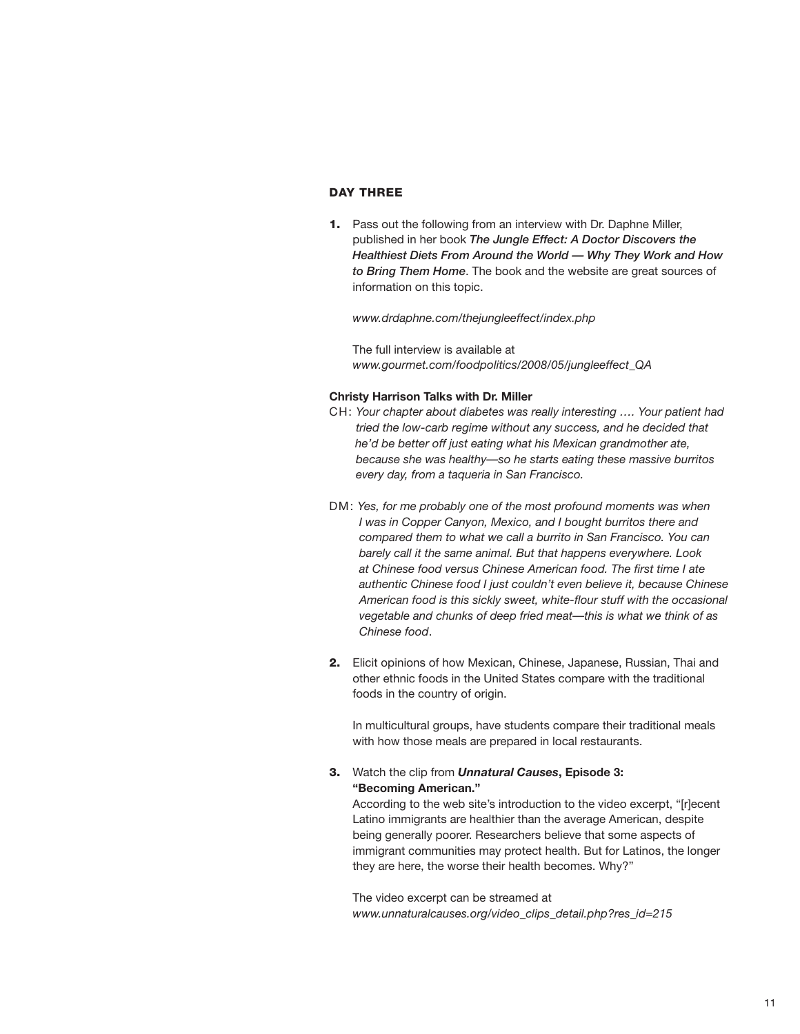## DAY THREE

1. Pass out the following from an interview with Dr. Daphne Miller, published in her book ***The Jungle Effect: A Doctor Discovers the Healthiest Diets From Around the World — Why They Work and How to Bring Them Home***. The book and the website are great sources of information on this topic.

   *www.drdaphne.com/thejungleeffect/index.php*

   The full interview is available at *www.gourmet.com/foodpolitics/2008/05/jungleeffect_QA*

**Christy Harrison Talks with Dr. Miller**

CH: *Your chapter about diabetes was really interesting …. Your patient had tried the low-carb regime without any success, and he decided that he'd be better off just eating what his Mexican grandmother ate, because she was healthy—so he starts eating these massive burritos every day, from a taqueria in San Francisco.*

DM: *Yes, for me probably one of the most profound moments was when I was in Copper Canyon, Mexico, and I bought burritos there and compared them to what we call a burrito in San Francisco. You can barely call it the same animal. But that happens everywhere. Look at Chinese food versus Chinese American food. The first time I ate authentic Chinese food I just couldn't even believe it, because Chinese American food is this sickly sweet, white-flour stuff with the occasional vegetable and chunks of deep fried meat—this is what we think of as Chinese food*.

2. Elicit opinions of how Mexican, Chinese, Japanese, Russian, Thai and other ethnic foods in the United States compare with the traditional foods in the country of origin.

   In multicultural groups, have students compare their traditional meals with how those meals are prepared in local restaurants.

3. Watch the clip from ***Unnatural Causes*, Episode 3: "Becoming American."**
   According to the web site's introduction to the video excerpt, "[r]ecent Latino immigrants are healthier than the average American, despite being generally poorer. Researchers believe that some aspects of immigrant communities may protect health. But for Latinos, the longer they are here, the worse their health becomes. Why?"

   The video excerpt can be streamed at *www.unnaturalcauses.org/video_clips_detail.php?res_id=215*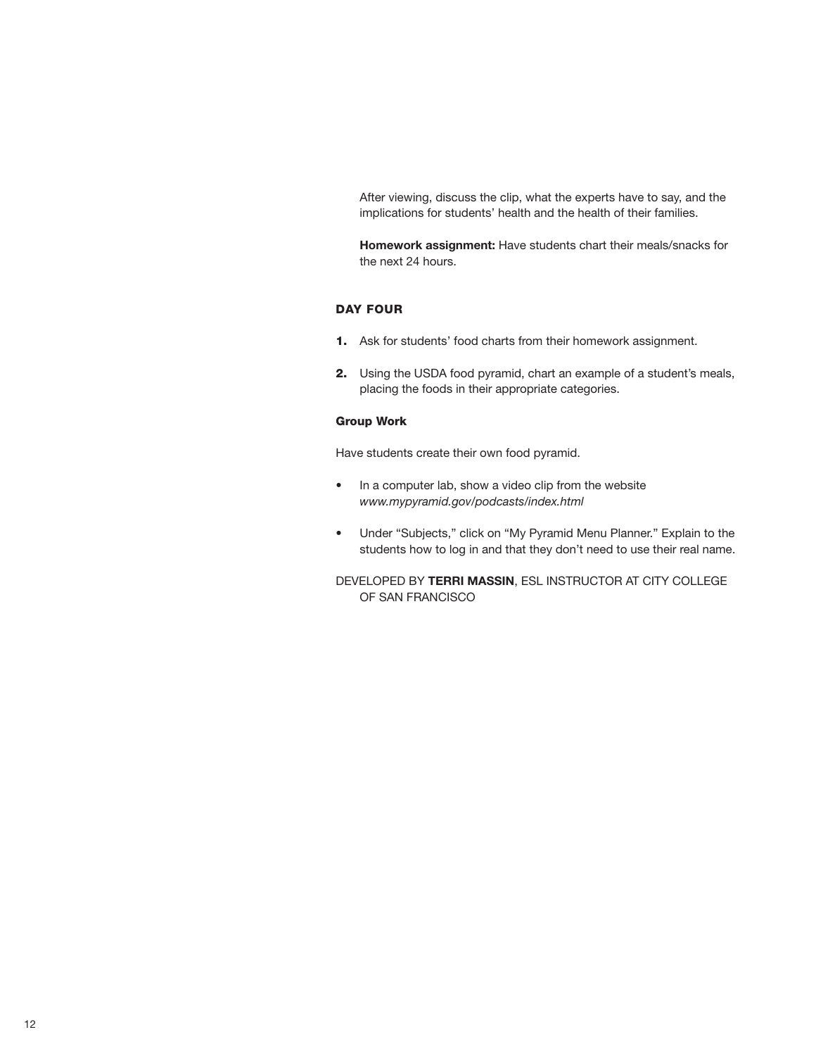After viewing, discuss the clip, what the experts have to say, and the implications for students' health and the health of their families.

**Homework assignment:** Have students chart their meals/snacks for the next 24 hours.

### DAY FOUR

1. Ask for students' food charts from their homework assignment.
2. Using the USDA food pyramid, chart an example of a student's meals, placing the foods in their appropriate categories.

#### Group Work

Have students create their own food pyramid.

- In a computer lab, show a video clip from the website *www.mypyramid.gov/podcasts/index.html*
- Under "Subjects," click on "My Pyramid Menu Planner." Explain to the students how to log in and that they don't need to use their real name.

DEVELOPED BY **TERRI MASSIN**, ESL INSTRUCTOR AT CITY COLLEGE OF SAN FRANCISCO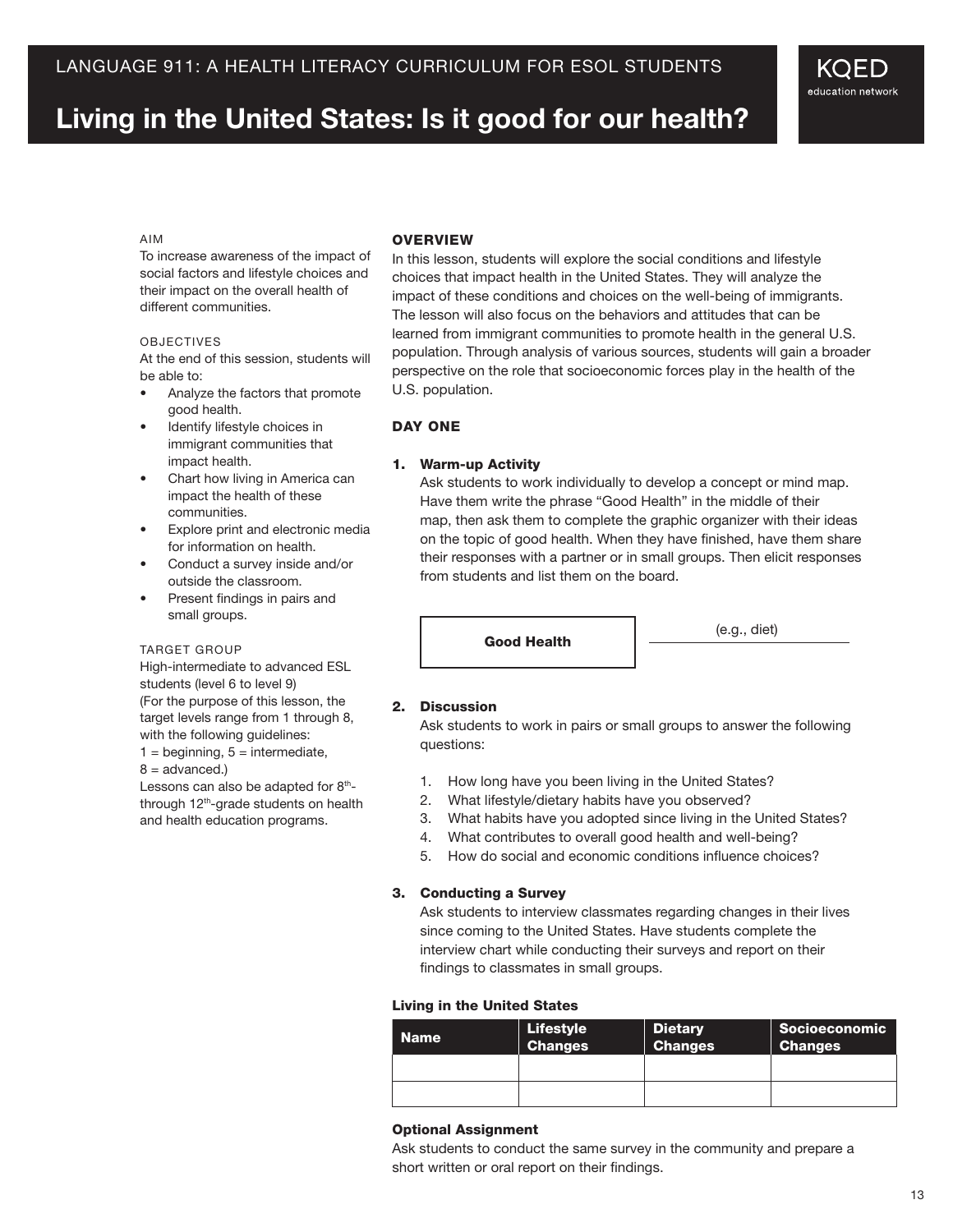LANGUAGE 911: A HEALTH LITERACY CURRICULUM FOR ESOL STUDENTS

# Living in the United States: Is it good for our health?

AIM

To increase awareness of the impact of social factors and lifestyle choices and their impact on the overall health of different communities.

OBJECTIVES

At the end of this session, students will be able to:

- Analyze the factors that promote good health.
- Identify lifestyle choices in immigrant communities that impact health.
- Chart how living in America can impact the health of these communities.
- Explore print and electronic media for information on health.
- Conduct a survey inside and/or outside the classroom.
- Present findings in pairs and small groups.

TARGET GROUP

High-intermediate to advanced ESL students (level 6 to level 9) (For the purpose of this lesson, the target levels range from 1 through 8, with the following guidelines: 1 = beginning, 5 = intermediate, 8 = advanced.)

Lessons can also be adapted for 8th- through 12th-grade students on health and health education programs.

## OVERVIEW

In this lesson, students will explore the social conditions and lifestyle choices that impact health in the United States. They will analyze the impact of these conditions and choices on the well-being of immigrants. The lesson will also focus on the behaviors and attitudes that can be learned from immigrant communities to promote health in the general U.S. population. Through analysis of various sources, students will gain a broader perspective on the role that socioeconomic forces play in the health of the U.S. population.

## DAY ONE

### 1. Warm-up Activity

Ask students to work individually to develop a concept or mind map. Have them write the phrase "Good Health" in the middle of their map, then ask them to complete the graphic organizer with their ideas on the topic of good health. When they have finished, have them share their responses with a partner or in small groups. Then elicit responses from students and list them on the board.

**Good Health** — (e.g., diet) ________

### 2. Discussion

Ask students to work in pairs or small groups to answer the following questions:

1. How long have you been living in the United States?
2. What lifestyle/dietary habits have you observed?
3. What habits have you adopted since living in the United States?
4. What contributes to overall good health and well-being?
5. How do social and economic conditions influence choices?

### 3. Conducting a Survey

Ask students to interview classmates regarding changes in their lives since coming to the United States. Have students complete the interview chart while conducting their surveys and report on their findings to classmates in small groups.

**Living in the United States**

| Name | Lifestyle Changes | Dietary Changes | Socioeconomic Changes |
|---|---|---|---|
| | | | |
| | | | |

**Optional Assignment**

Ask students to conduct the same survey in the community and prepare a short written or oral report on their findings.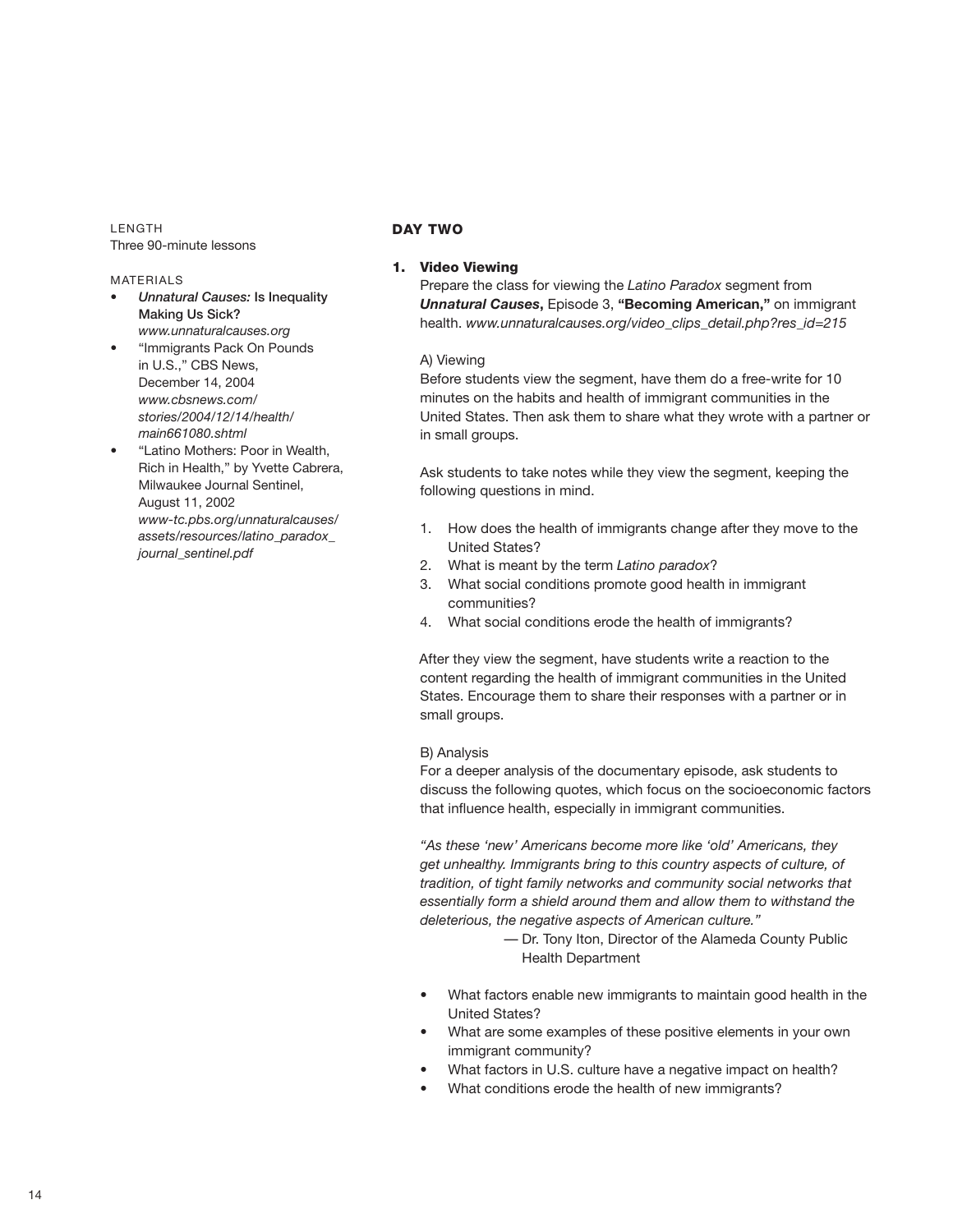LENGTH
Three 90-minute lessons

MATERIALS

- *Unnatural Causes:* Is Inequality Making Us Sick? *www.unnaturalcauses.org*
- "Immigrants Pack On Pounds in U.S.," CBS News, December 14, 2004 *www.cbsnews.com/stories/2004/12/14/health/main661080.shtml*
- "Latino Mothers: Poor in Wealth, Rich in Health," by Yvette Cabrera, Milwaukee Journal Sentinel, August 11, 2002 *www-tc.pbs.org/unnaturalcauses/assets/resources/latino_paradox_journal_sentinel.pdf*

## DAY TWO

### 1. Video Viewing

Prepare the class for viewing the *Latino Paradox* segment from ***Unnatural Causes*****,** Episode 3, **"Becoming American,"** on immigrant health. *www.unnaturalcauses.org/video_clips_detail.php?res_id=215*

A) Viewing

Before students view the segment, have them do a free-write for 10 minutes on the habits and health of immigrant communities in the United States. Then ask them to share what they wrote with a partner or in small groups.

Ask students to take notes while they view the segment, keeping the following questions in mind.

1. How does the health of immigrants change after they move to the United States?
2. What is meant by the term *Latino paradox*?
3. What social conditions promote good health in immigrant communities?
4. What social conditions erode the health of immigrants?

After they view the segment, have students write a reaction to the content regarding the health of immigrant communities in the United States. Encourage them to share their responses with a partner or in small groups.

B) Analysis

For a deeper analysis of the documentary episode, ask students to discuss the following quotes, which focus on the socioeconomic factors that influence health, especially in immigrant communities.

*"As these 'new' Americans become more like 'old' Americans, they get unhealthy. Immigrants bring to this country aspects of culture, of tradition, of tight family networks and community social networks that essentially form a shield around them and allow them to withstand the deleterious, the negative aspects of American culture."*

— Dr. Tony Iton, Director of the Alameda County Public Health Department

- What factors enable new immigrants to maintain good health in the United States?
- What are some examples of these positive elements in your own immigrant community?
- What factors in U.S. culture have a negative impact on health?
- What conditions erode the health of new immigrants?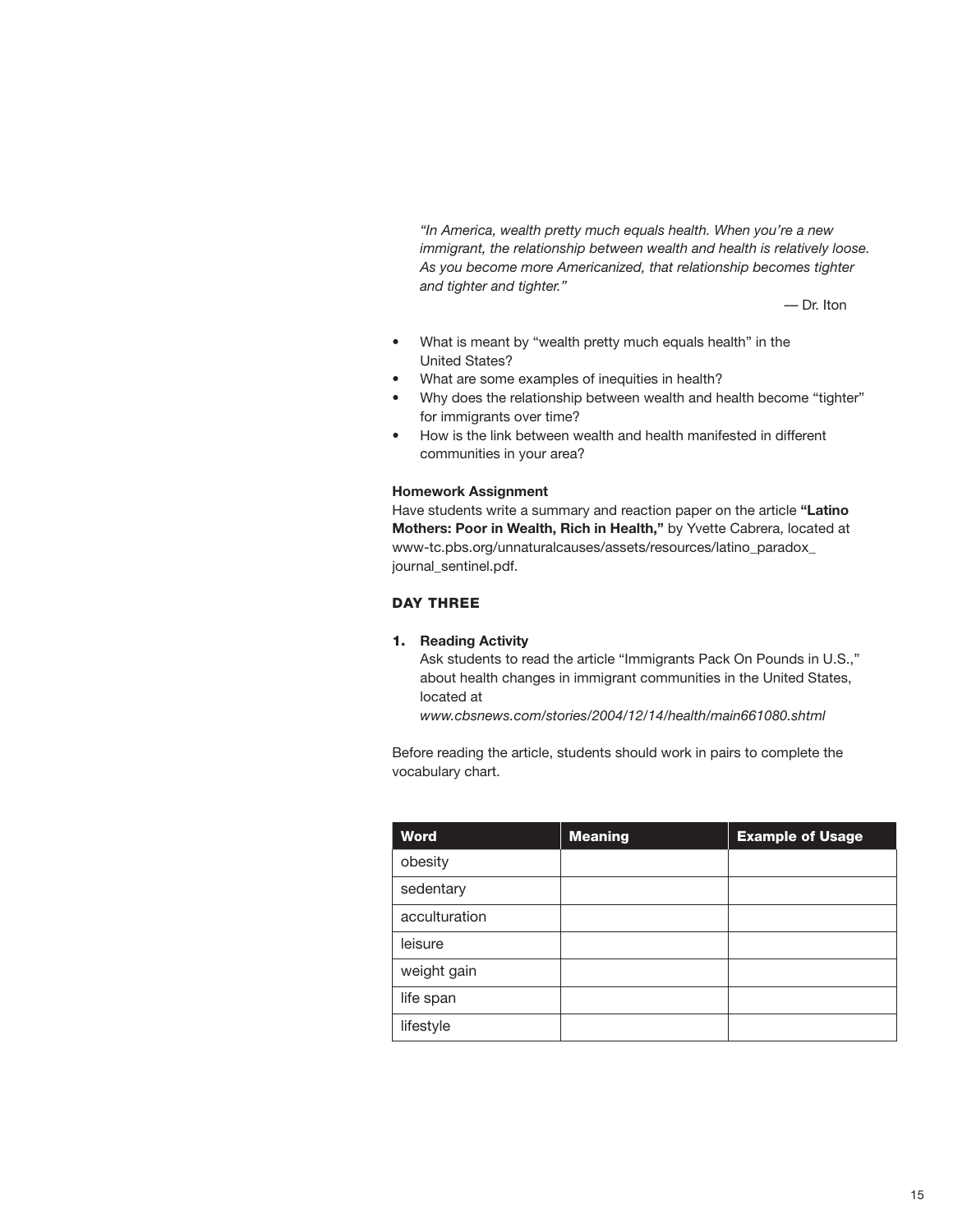> *"In America, wealth pretty much equals health. When you're a new immigrant, the relationship between wealth and health is relatively loose. As you become more Americanized, that relationship becomes tighter and tighter and tighter."*
>
> — Dr. Iton

- What is meant by "wealth pretty much equals health" in the United States?
- What are some examples of inequities in health?
- Why does the relationship between wealth and health become "tighter" for immigrants over time?
- How is the link between wealth and health manifested in different communities in your area?

**Homework Assignment**

Have students write a summary and reaction paper on the article **"Latino Mothers: Poor in Wealth, Rich in Health,"** by Yvette Cabrera, located at www-tc.pbs.org/unnaturalcauses/assets/resources/latino_paradox_journal_sentinel.pdf.

### DAY THREE

1. **Reading Activity**

   Ask students to read the article "Immigrants Pack On Pounds in U.S.," about health changes in immigrant communities in the United States, located at
   *www.cbsnews.com/stories/2004/12/14/health/main661080.shtml*

Before reading the article, students should work in pairs to complete the vocabulary chart.

| Word | Meaning | Example of Usage |
|---|---|---|
| obesity | | |
| sedentary | | |
| acculturation | | |
| leisure | | |
| weight gain | | |
| life span | | |
| lifestyle | | |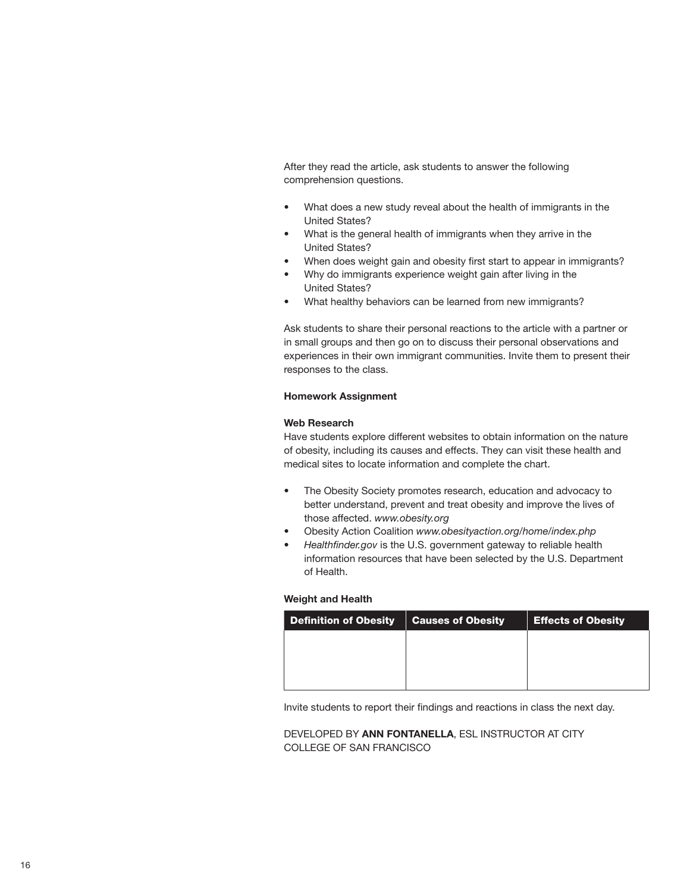After they read the article, ask students to answer the following comprehension questions.

- What does a new study reveal about the health of immigrants in the United States?
- What is the general health of immigrants when they arrive in the United States?
- When does weight gain and obesity first start to appear in immigrants?
- Why do immigrants experience weight gain after living in the United States?
- What healthy behaviors can be learned from new immigrants?

Ask students to share their personal reactions to the article with a partner or in small groups and then go on to discuss their personal observations and experiences in their own immigrant communities. Invite them to present their responses to the class.

**Homework Assignment**

**Web Research**

Have students explore different websites to obtain information on the nature of obesity, including its causes and effects. They can visit these health and medical sites to locate information and complete the chart.

- The Obesity Society promotes research, education and advocacy to better understand, prevent and treat obesity and improve the lives of those affected. *www.obesity.org*
- Obesity Action Coalition *www.obesityaction.org/home/index.php*
- *Healthfinder.gov* is the U.S. government gateway to reliable health information resources that have been selected by the U.S. Department of Health.

**Weight and Health**

| Definition of Obesity | Causes of Obesity | Effects of Obesity |
|---|---|---|
| | | |

Invite students to report their findings and reactions in class the next day.

DEVELOPED BY **ANN FONTANELLA**, ESL INSTRUCTOR AT CITY COLLEGE OF SAN FRANCISCO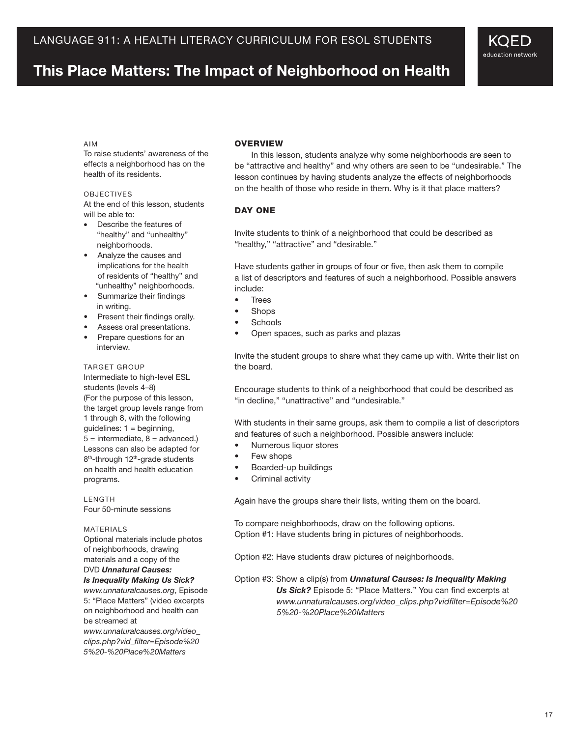# This Place Matters: The Impact of Neighborhood on Health

AIM

To raise students' awareness of the effects a neighborhood has on the health of its residents.

OBJECTIVES

At the end of this lesson, students will be able to:

- Describe the features of "healthy" and "unhealthy" neighborhoods.
- Analyze the causes and implications for the health of residents of "healthy" and "unhealthy" neighborhoods.
- Summarize their findings in writing.
- Present their findings orally.
- Assess oral presentations.
- Prepare questions for an interview.

TARGET GROUP

Intermediate to high-level ESL students (levels 4–8)
(For the purpose of this lesson, the target group levels range from 1 through 8, with the following guidelines: 1 = beginning, 5 = intermediate, 8 = advanced.)
Lessons can also be adapted for 8th-through 12th-grade students on health and health education programs.

LENGTH

Four 50-minute sessions

MATERIALS

Optional materials include photos of neighborhoods, drawing materials and a copy of the DVD ***Unnatural Causes: Is Inequality Making Us Sick?*** *www.unnaturalcauses.org*, Episode 5: "Place Matters" (video excerpts on neighborhood and health can be streamed at *www.unnaturalcauses.org/video_clips.php?vid_filter=Episode%205%20-%20Place%20Matters*

## OVERVIEW

In this lesson, students analyze why some neighborhoods are seen to be "attractive and healthy" and why others are seen to be "undesirable." The lesson continues by having students analyze the effects of neighborhoods on the health of those who reside in them. Why is it that place matters?

## DAY ONE

Invite students to think of a neighborhood that could be described as "healthy," "attractive" and "desirable."

Have students gather in groups of four or five, then ask them to compile a list of descriptors and features of such a neighborhood. Possible answers include:

- Trees
- Shops
- Schools
- Open spaces, such as parks and plazas

Invite the student groups to share what they came up with. Write their list on the board.

Encourage students to think of a neighborhood that could be described as "in decline," "unattractive" and "undesirable."

With students in their same groups, ask them to compile a list of descriptors and features of such a neighborhood. Possible answers include:

- Numerous liquor stores
- Few shops
- Boarded-up buildings
- Criminal activity

Again have the groups share their lists, writing them on the board.

To compare neighborhoods, draw on the following options.
Option #1: Have students bring in pictures of neighborhoods.

Option #2: Have students draw pictures of neighborhoods.

Option #3: Show a clip(s) from ***Unnatural Causes: Is Inequality Making Us Sick?*** Episode 5: "Place Matters." You can find excerpts at *www.unnaturalcauses.org/video_clips.php?vidfilter=Episode%205%20-%20Place%20Matters*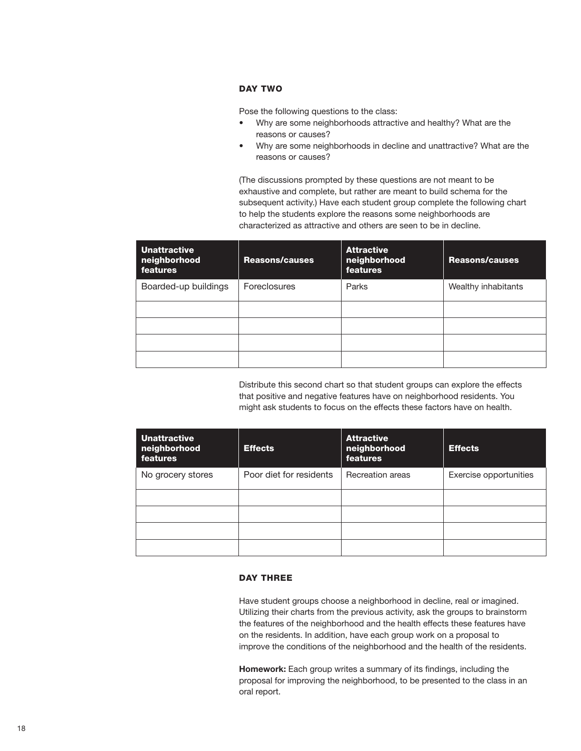### DAY TWO

Pose the following questions to the class:

- Why are some neighborhoods attractive and healthy? What are the reasons or causes?
- Why are some neighborhoods in decline and unattractive? What are the reasons or causes?

(The discussions prompted by these questions are not meant to be exhaustive and complete, but rather are meant to build schema for the subsequent activity.) Have each student group complete the following chart to help the students explore the reasons some neighborhoods are characterized as attractive and others are seen to be in decline.

| Unattractive neighborhood features | Reasons/causes | Attractive neighborhood features | Reasons/causes |
|---|---|---|---|
| Boarded-up buildings | Foreclosures | Parks | Wealthy inhabitants |
| | | | |
| | | | |
| | | | |
| | | | |

Distribute this second chart so that student groups can explore the effects that positive and negative features have on neighborhood residents. You might ask students to focus on the effects these factors have on health.

| Unattractive neighborhood features | Effects | Attractive neighborhood features | Effects |
|---|---|---|---|
| No grocery stores | Poor diet for residents | Recreation areas | Exercise opportunities |
| | | | |
| | | | |
| | | | |
| | | | |

### DAY THREE

Have student groups choose a neighborhood in decline, real or imagined. Utilizing their charts from the previous activity, ask the groups to brainstorm the features of the neighborhood and the health effects these features have on the residents. In addition, have each group work on a proposal to improve the conditions of the neighborhood and the health of the residents.

**Homework:** Each group writes a summary of its findings, including the proposal for improving the neighborhood, to be presented to the class in an oral report.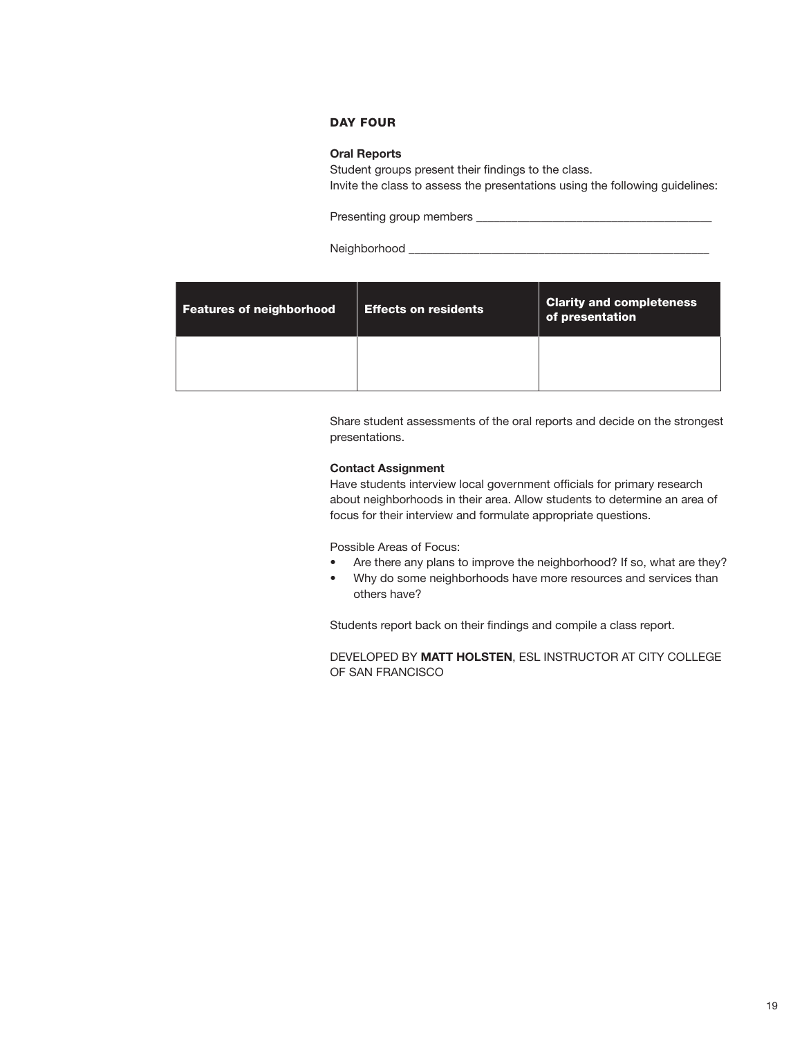### DAY FOUR

**Oral Reports**
Student groups present their findings to the class.
Invite the class to assess the presentations using the following guidelines:

Presenting group members ______________________________________

Neighborhood __________________________________________________

| Features of neighborhood | Effects on residents | Clarity and completeness of presentation |
|---|---|---|
| | | |

Share student assessments of the oral reports and decide on the strongest presentations.

**Contact Assignment**
Have students interview local government officials for primary research about neighborhoods in their area. Allow students to determine an area of focus for their interview and formulate appropriate questions.

Possible Areas of Focus:

- Are there any plans to improve the neighborhood? If so, what are they?
- Why do some neighborhoods have more resources and services than others have?

Students report back on their findings and compile a class report.

DEVELOPED BY **MATT HOLSTEN**, ESL INSTRUCTOR AT CITY COLLEGE OF SAN FRANCISCO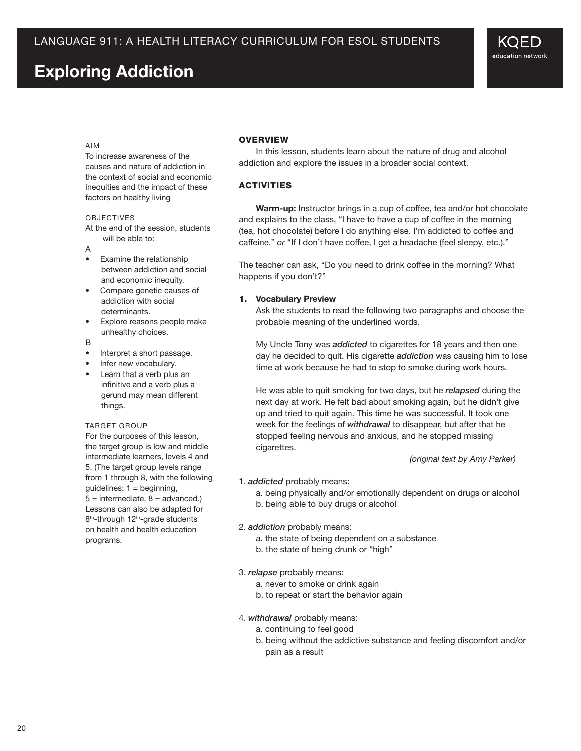# Exploring Addiction

LANGUAGE 911: A HEALTH LITERACY CURRICULUM FOR ESOL STUDENTS

KQED education network

AIM

To increase awareness of the causes and nature of addiction in the context of social and economic inequities and the impact of these factors on healthy living

OBJECTIVES

At the end of the session, students will be able to:

A

- Examine the relationship between addiction and social and economic inequity.
- Compare genetic causes of addiction with social determinants.
- Explore reasons people make unhealthy choices.

B

- Interpret a short passage.
- Infer new vocabulary.
- Learn that a verb plus an infinitive and a verb plus a gerund may mean different things.

TARGET GROUP

For the purposes of this lesson, the target group is low and middle intermediate learners, levels 4 and 5. (The target group levels range from 1 through 8, with the following guidelines: 1 = beginning, 5 = intermediate, 8 = advanced.) Lessons can also be adapted for 8th-through 12th-grade students on health and health education programs.

## OVERVIEW

In this lesson, students learn about the nature of drug and alcohol addiction and explore the issues in a broader social context.

## ACTIVITIES

**Warm-up:** Instructor brings in a cup of coffee, tea and/or hot chocolate and explains to the class, "I have to have a cup of coffee in the morning (tea, hot chocolate) before I do anything else. I'm addicted to coffee and caffeine." *or* "If I don't have coffee, I get a headache (feel sleepy, etc.)."

The teacher can ask, "Do you need to drink coffee in the morning? What happens if you don't?"

**1. Vocabulary Preview**

Ask the students to read the following two paragraphs and choose the probable meaning of the underlined words.

My Uncle Tony was ***addicted*** to cigarettes for 18 years and then one day he decided to quit. His cigarette ***addiction*** was causing him to lose time at work because he had to stop to smoke during work hours.

He was able to quit smoking for two days, but he ***relapsed*** during the next day at work. He felt bad about smoking again, but he didn't give up and tried to quit again. This time he was successful. It took one week for the feelings of ***withdrawal*** to disappear, but after that he stopped feeling nervous and anxious, and he stopped missing cigarettes.

*(original text by Amy Parker)*

1. ***addicted*** probably means:
   a. being physically and/or emotionally dependent on drugs or alcohol
   b. being able to buy drugs or alcohol

2. ***addiction*** probably means:
   a. the state of being dependent on a substance
   b. the state of being drunk or "high"

3. ***relapse*** probably means:
   a. never to smoke or drink again
   b. to repeat or start the behavior again

4. ***withdrawal*** probably means:
   a. continuing to feel good
   b. being without the addictive substance and feeling discomfort and/or pain as a result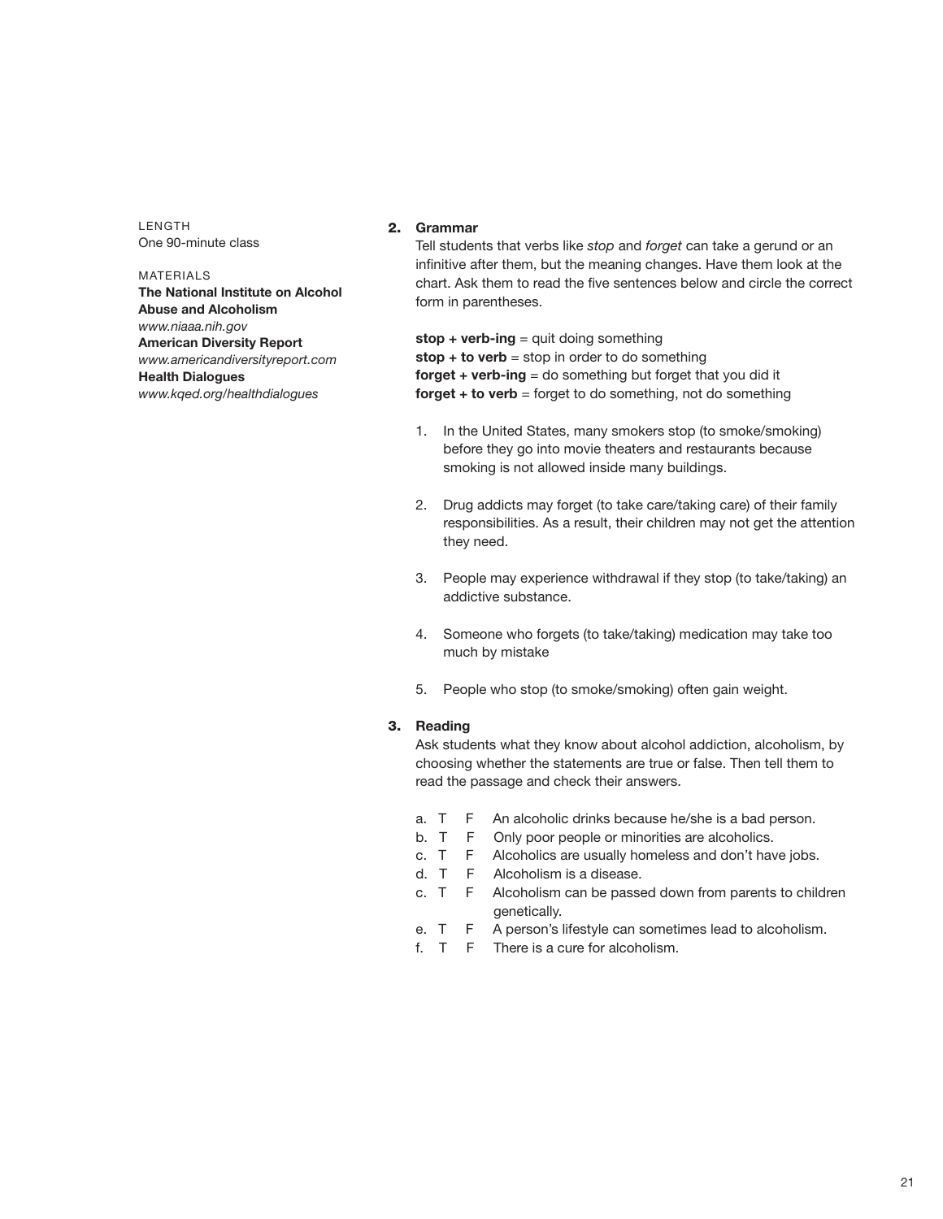LENGTH
One 90-minute class

MATERIALS
**The National Institute on Alcohol Abuse and Alcoholism**
*www.niaaa.nih.gov*
**American Diversity Report**
*www.americandiversityreport.com*
**Health Dialogues**
*www.kqed.org/healthdialogues*

**2. Grammar**

Tell students that verbs like *stop* and *forget* can take a gerund or an infinitive after them, but the meaning changes. Have them look at the chart. Ask them to read the five sentences below and circle the correct form in parentheses.

**stop + verb-ing** = quit doing something
**stop + to verb** = stop in order to do something
**forget + verb-ing** = do something but forget that you did it
**forget + to verb** = forget to do something, not do something

1. In the United States, many smokers stop (to smoke/smoking) before they go into movie theaters and restaurants because smoking is not allowed inside many buildings.

2. Drug addicts may forget (to take care/taking care) of their family responsibilities. As a result, their children may not get the attention they need.

3. People may experience withdrawal if they stop (to take/taking) an addictive substance.

4. Someone who forgets (to take/taking) medication may take too much by mistake

5. People who stop (to smoke/smoking) often gain weight.

**3. Reading**

Ask students what they know about alcohol addiction, alcoholism, by choosing whether the statements are true or false. Then tell them to read the passage and check their answers.

a. T F An alcoholic drinks because he/she is a bad person.
b. T F Only poor people or minorities are alcoholics.
c. T F Alcoholics are usually homeless and don't have jobs.
d. T F Alcoholism is a disease.
c. T F Alcoholism can be passed down from parents to children genetically.
e. T F A person's lifestyle can sometimes lead to alcoholism.
f. T F There is a cure for alcoholism.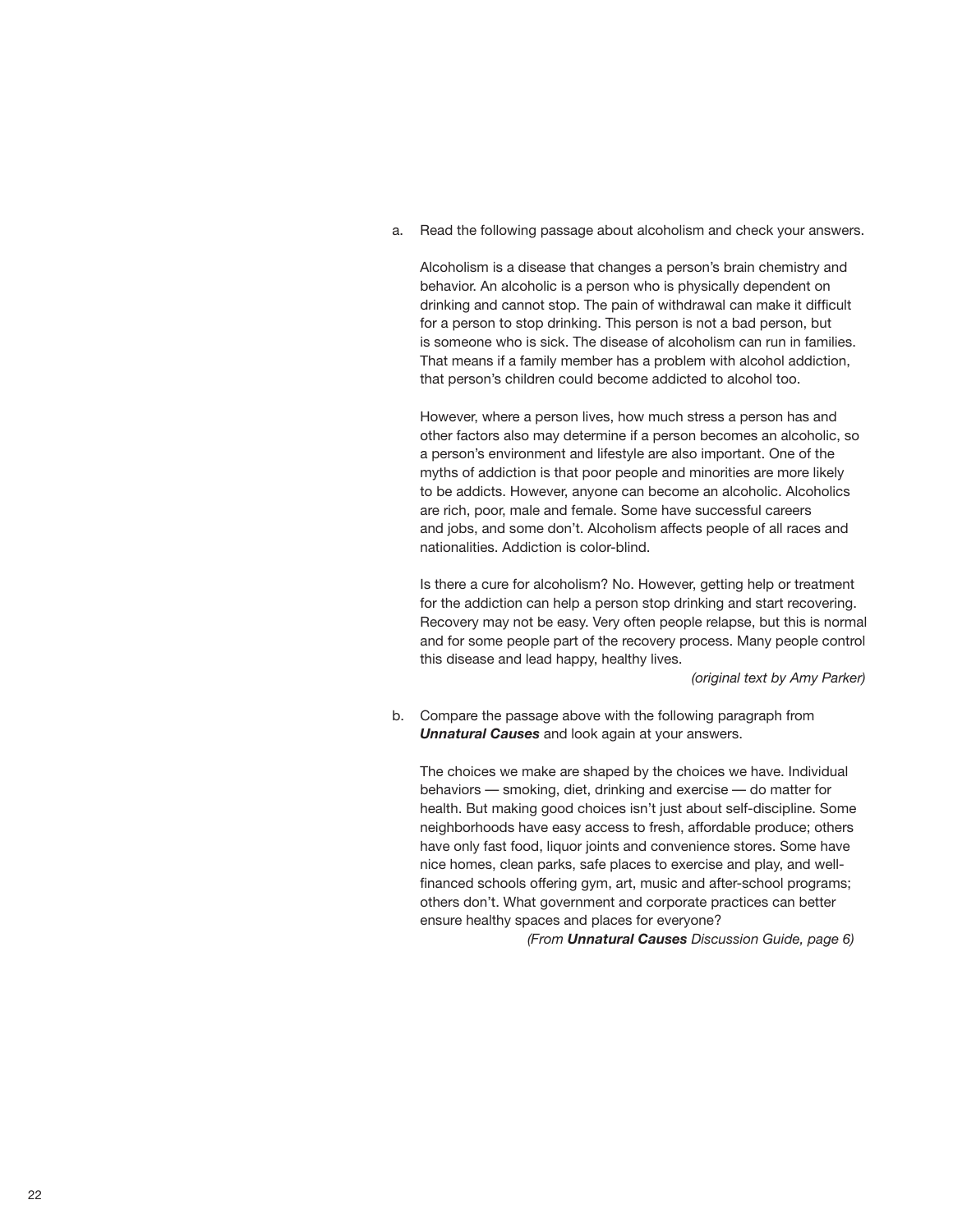a. Read the following passage about alcoholism and check your answers.

   Alcoholism is a disease that changes a person's brain chemistry and behavior. An alcoholic is a person who is physically dependent on drinking and cannot stop. The pain of withdrawal can make it difficult for a person to stop drinking. This person is not a bad person, but is someone who is sick. The disease of alcoholism can run in families. That means if a family member has a problem with alcohol addiction, that person's children could become addicted to alcohol too.

   However, where a person lives, how much stress a person has and other factors also may determine if a person becomes an alcoholic, so a person's environment and lifestyle are also important. One of the myths of addiction is that poor people and minorities are more likely to be addicts. However, anyone can become an alcoholic. Alcoholics are rich, poor, male and female. Some have successful careers and jobs, and some don't. Alcoholism affects people of all races and nationalities. Addiction is color-blind.

   Is there a cure for alcoholism? No. However, getting help or treatment for the addiction can help a person stop drinking and start recovering. Recovery may not be easy. Very often people relapse, but this is normal and for some people part of the recovery process. Many people control this disease and lead happy, healthy lives.

   *(original text by Amy Parker)*

b. Compare the passage above with the following paragraph from ***Unnatural Causes*** and look again at your answers.

   The choices we make are shaped by the choices we have. Individual behaviors — smoking, diet, drinking and exercise — do matter for health. But making good choices isn't just about self-discipline. Some neighborhoods have easy access to fresh, affordable produce; others have only fast food, liquor joints and convenience stores. Some have nice homes, clean parks, safe places to exercise and play, and well-financed schools offering gym, art, music and after-school programs; others don't. What government and corporate practices can better ensure healthy spaces and places for everyone?

   *(From **Unnatural Causes** Discussion Guide, page 6)*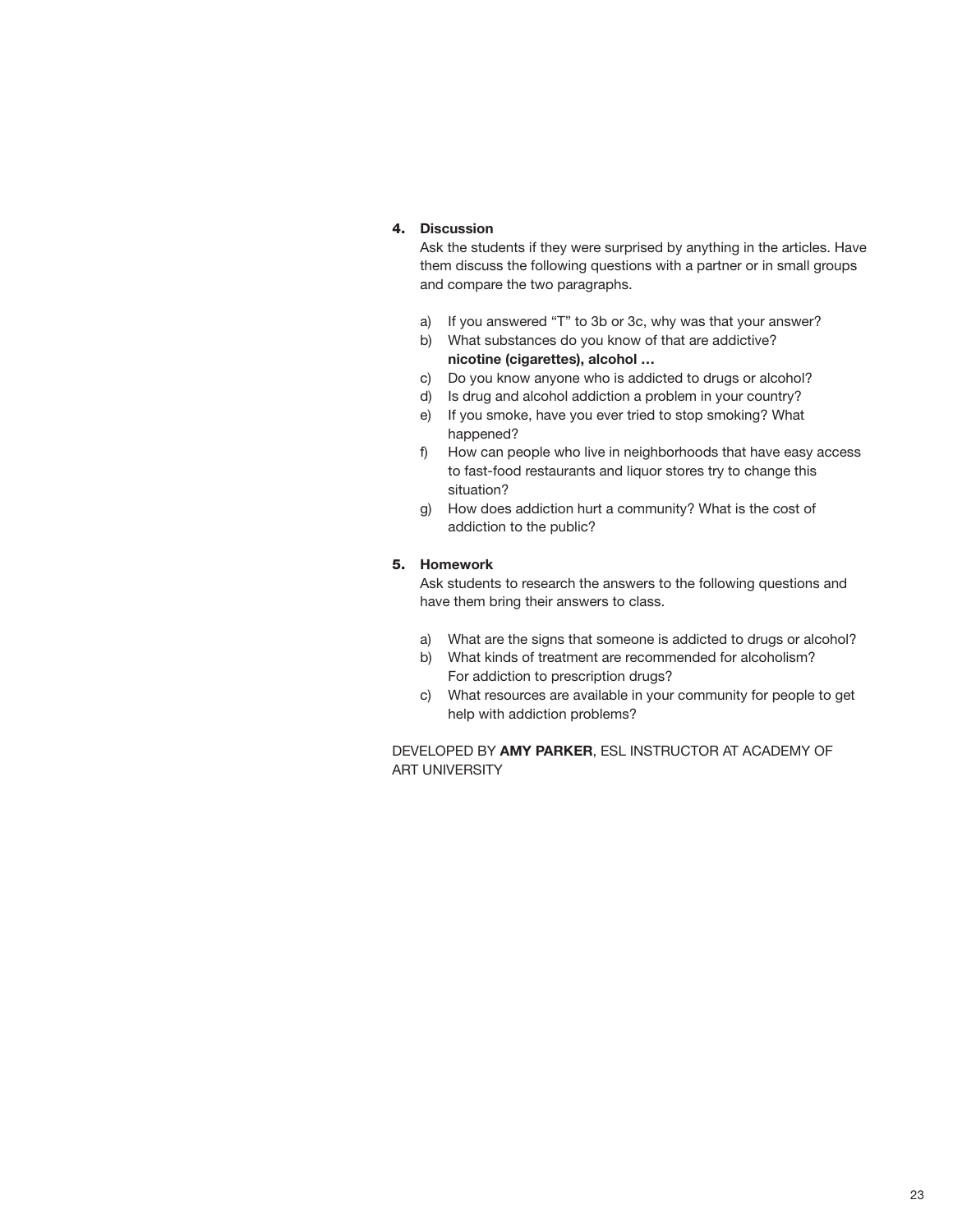**4. Discussion**

Ask the students if they were surprised by anything in the articles. Have them discuss the following questions with a partner or in small groups and compare the two paragraphs.

a) If you answered "T" to 3b or 3c, why was that your answer?

b) What substances do you know of that are addictive?
**nicotine (cigarettes), alcohol …**

c) Do you know anyone who is addicted to drugs or alcohol?

d) Is drug and alcohol addiction a problem in your country?

e) If you smoke, have you ever tried to stop smoking? What happened?

f) How can people who live in neighborhoods that have easy access to fast-food restaurants and liquor stores try to change this situation?

g) How does addiction hurt a community? What is the cost of addiction to the public?

**5. Homework**

Ask students to research the answers to the following questions and have them bring their answers to class.

a) What are the signs that someone is addicted to drugs or alcohol?

b) What kinds of treatment are recommended for alcoholism? For addiction to prescription drugs?

c) What resources are available in your community for people to get help with addiction problems?

DEVELOPED BY **AMY PARKER**, ESL INSTRUCTOR AT ACADEMY OF ART UNIVERSITY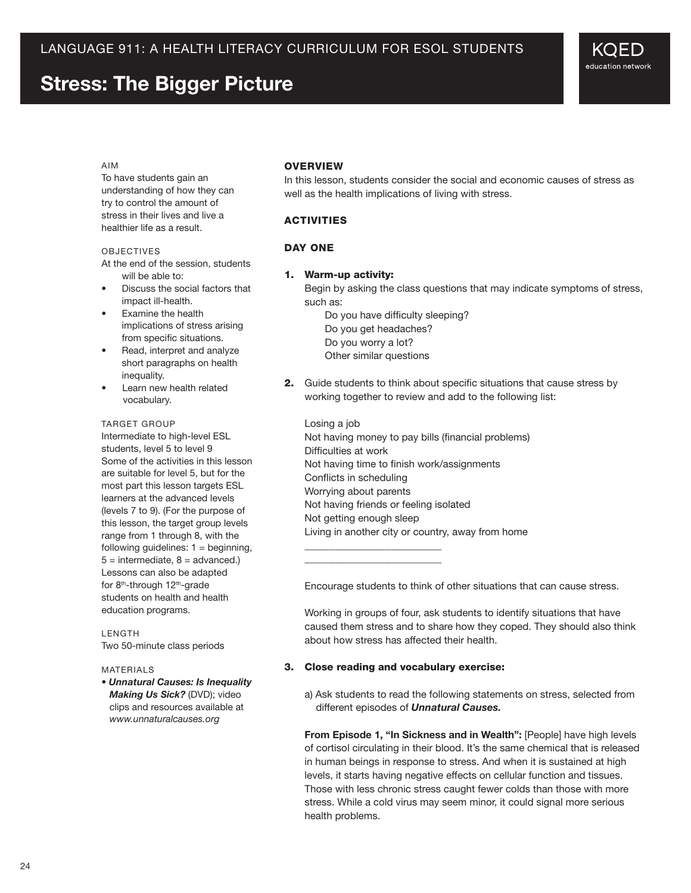LANGUAGE 911: A HEALTH LITERACY CURRICULUM FOR ESOL STUDENTS

# Stress: The Bigger Picture

AIM

To have students gain an understanding of how they can try to control the amount of stress in their lives and live a healthier life as a result.

OBJECTIVES

At the end of the session, students will be able to:

- Discuss the social factors that impact ill-health.
- Examine the health implications of stress arising from specific situations.
- Read, interpret and analyze short paragraphs on health inequality.
- Learn new health related vocabulary.

TARGET GROUP

Intermediate to high-level ESL students, level 5 to level 9
Some of the activities in this lesson are suitable for level 5, but for the most part this lesson targets ESL learners at the advanced levels (levels 7 to 9). (For the purpose of this lesson, the target group levels range from 1 through 8, with the following guidelines: 1 = beginning, 5 = intermediate, 8 = advanced.) Lessons can also be adapted for 8th-through 12th-grade students on health and health education programs.

LENGTH

Two 50-minute class periods

MATERIALS

- ***Unnatural Causes: Is Inequality Making Us Sick?*** (DVD); video clips and resources available at *www.unnaturalcauses.org*

## OVERVIEW

In this lesson, students consider the social and economic causes of stress as well as the health implications of living with stress.

## ACTIVITIES

### DAY ONE

1. **Warm-up activity:**
   Begin by asking the class questions that may indicate symptoms of stress, such as:
   Do you have difficulty sleeping?
   Do you get headaches?
   Do you worry a lot?
   Other similar questions

2. Guide students to think about specific situations that cause stress by working together to review and add to the following list:

   Losing a job
   Not having money to pay bills (financial problems)
   Difficulties at work
   Not having time to finish work/assignments
   Conflicts in scheduling
   Worrying about parents
   Not having friends or feeling isolated
   Not getting enough sleep
   Living in another city or country, away from home
   ___________________________
   ___________________________

   Encourage students to think of other situations that can cause stress.

   Working in groups of four, ask students to identify situations that have caused them stress and to share how they coped. They should also think about how stress has affected their health.

3. **Close reading and vocabulary exercise:**

   a) Ask students to read the following statements on stress, selected from different episodes of ***Unnatural Causes.***

   **From Episode 1, "In Sickness and in Wealth":** [People] have high levels of cortisol circulating in their blood. It's the same chemical that is released in human beings in response to stress. And when it is sustained at high levels, it starts having negative effects on cellular function and tissues. Those with less chronic stress caught fewer colds than those with more stress. While a cold virus may seem minor, it could signal more serious health problems.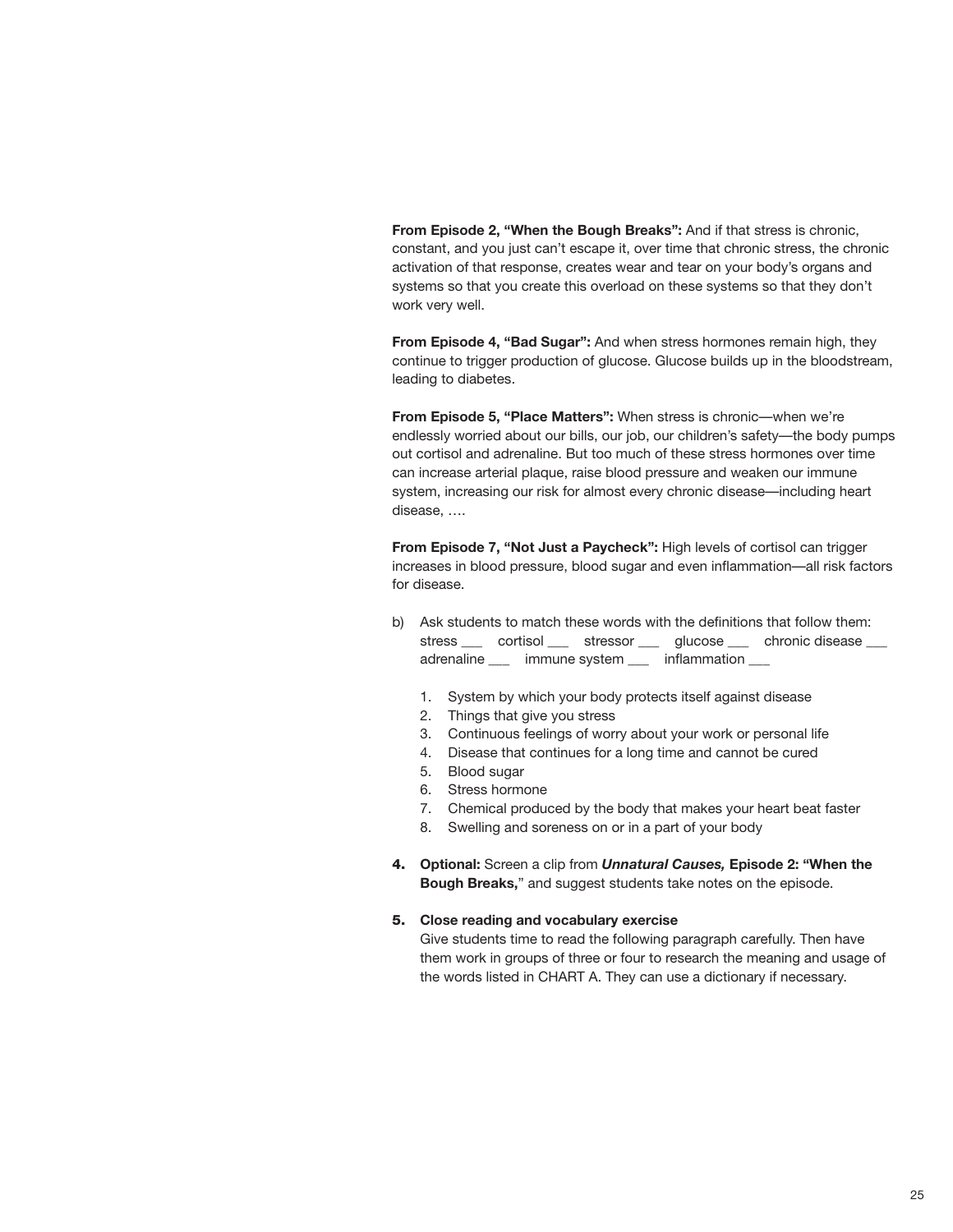**From Episode 2, "When the Bough Breaks":** And if that stress is chronic, constant, and you just can't escape it, over time that chronic stress, the chronic activation of that response, creates wear and tear on your body's organs and systems so that you create this overload on these systems so that they don't work very well.

**From Episode 4, "Bad Sugar":** And when stress hormones remain high, they continue to trigger production of glucose. Glucose builds up in the bloodstream, leading to diabetes.

**From Episode 5, "Place Matters":** When stress is chronic—when we're endlessly worried about our bills, our job, our children's safety—the body pumps out cortisol and adrenaline. But too much of these stress hormones over time can increase arterial plaque, raise blood pressure and weaken our immune system, increasing our risk for almost every chronic disease—including heart disease, ….

**From Episode 7, "Not Just a Paycheck":** High levels of cortisol can trigger increases in blood pressure, blood sugar and even inflammation—all risk factors for disease.

b) Ask students to match these words with the definitions that follow them:
stress ___ cortisol ___ stressor ___ glucose ___ chronic disease ___ adrenaline ___ immune system ___ inflammation ___

1. System by which your body protects itself against disease
2. Things that give you stress
3. Continuous feelings of worry about your work or personal life
4. Disease that continues for a long time and cannot be cured
5. Blood sugar
6. Stress hormone
7. Chemical produced by the body that makes your heart beat faster
8. Swelling and soreness on or in a part of your body

**4. Optional:** Screen a clip from ***Unnatural Causes,*** **Episode 2: "When the Bough Breaks,"** and suggest students take notes on the episode.

**5. Close reading and vocabulary exercise**
Give students time to read the following paragraph carefully. Then have them work in groups of three or four to research the meaning and usage of the words listed in CHART A. They can use a dictionary if necessary.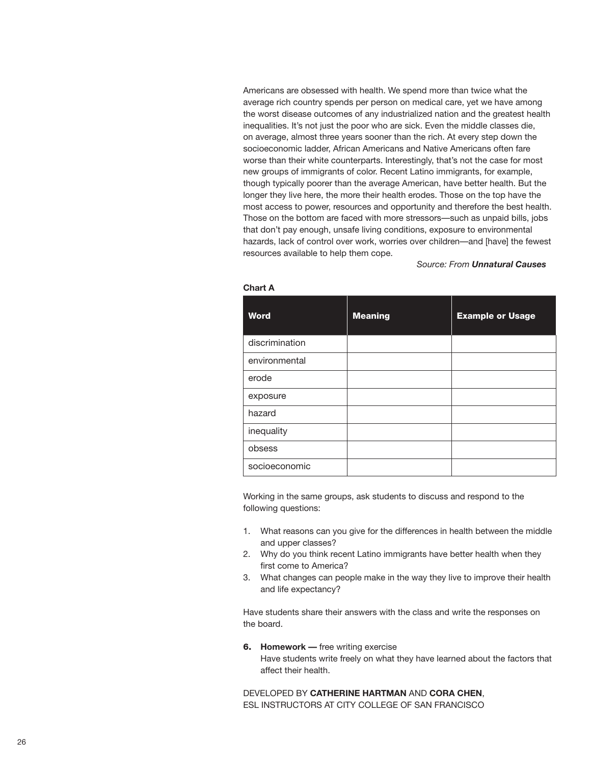Americans are obsessed with health. We spend more than twice what the average rich country spends per person on medical care, yet we have among the worst disease outcomes of any industrialized nation and the greatest health inequalities. It's not just the poor who are sick. Even the middle classes die, on average, almost three years sooner than the rich. At every step down the socioeconomic ladder, African Americans and Native Americans often fare worse than their white counterparts. Interestingly, that's not the case for most new groups of immigrants of color. Recent Latino immigrants, for example, though typically poorer than the average American, have better health. But the longer they live here, the more their health erodes. Those on the top have the most access to power, resources and opportunity and therefore the best health. Those on the bottom are faced with more stressors—such as unpaid bills, jobs that don't pay enough, unsafe living conditions, exposure to environmental hazards, lack of control over work, worries over children—and [have] the fewest resources available to help them cope.

*Source: From **Unnatural Causes***

**Chart A**

| Word | Meaning | Example or Usage |
|---|---|---|
| discrimination | | |
| environmental | | |
| erode | | |
| exposure | | |
| hazard | | |
| inequality | | |
| obsess | | |
| socioeconomic | | |

Working in the same groups, ask students to discuss and respond to the following questions:

1. What reasons can you give for the differences in health between the middle and upper classes?
2. Why do you think recent Latino immigrants have better health when they first come to America?
3. What changes can people make in the way they live to improve their health and life expectancy?

Have students share their answers with the class and write the responses on the board.

6. **Homework —** free writing exercise
   Have students write freely on what they have learned about the factors that affect their health.

DEVELOPED BY **CATHERINE HARTMAN** AND **CORA CHEN**,
ESL INSTRUCTORS AT CITY COLLEGE OF SAN FRANCISCO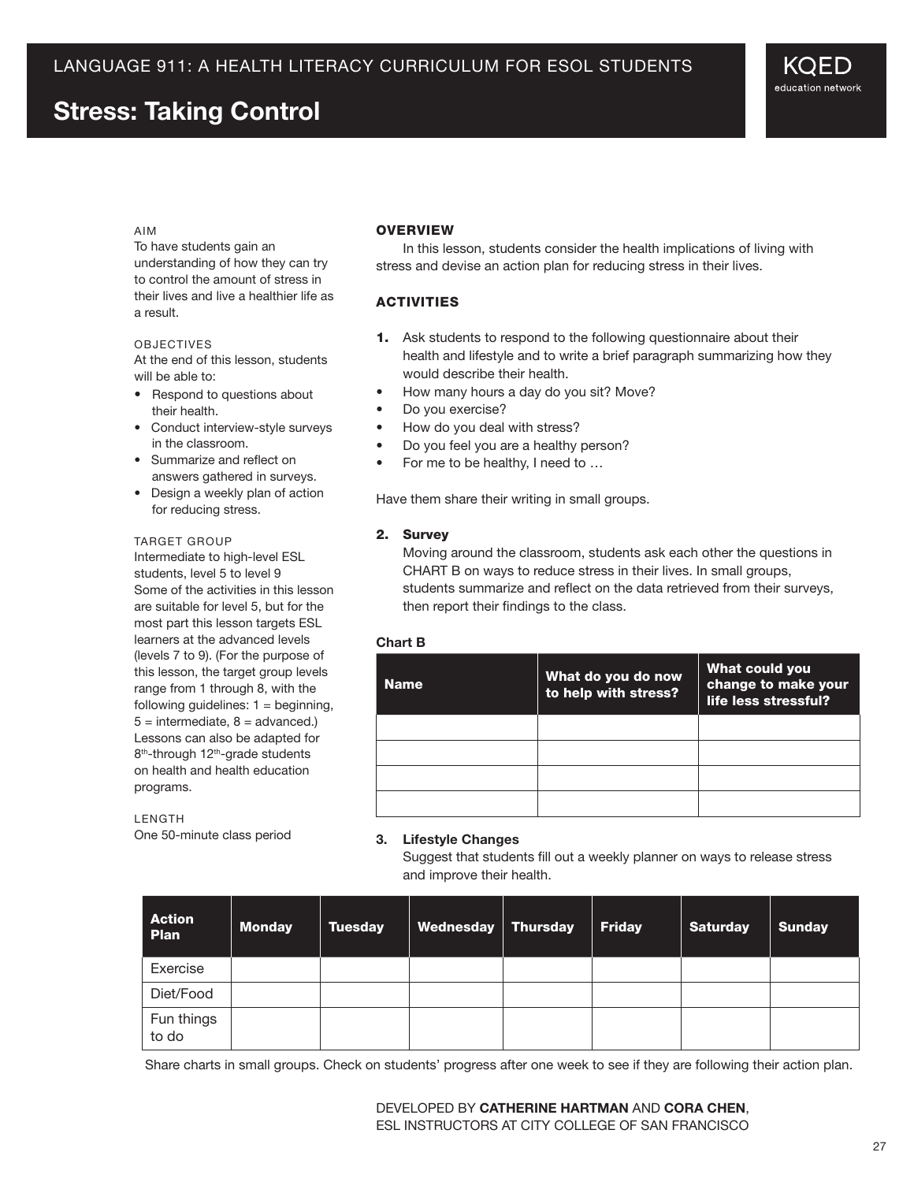LANGUAGE 911: A HEALTH LITERACY CURRICULUM FOR ESOL STUDENTS

# Stress: Taking Control

KQED education network

AIM

To have students gain an understanding of how they can try to control the amount of stress in their lives and live a healthier life as a result.

OBJECTIVES

At the end of this lesson, students will be able to:

- Respond to questions about their health.
- Conduct interview-style surveys in the classroom.
- Summarize and reflect on answers gathered in surveys.
- Design a weekly plan of action for reducing stress.

TARGET GROUP

Intermediate to high-level ESL students, level 5 to level 9
Some of the activities in this lesson are suitable for level 5, but for the most part this lesson targets ESL learners at the advanced levels (levels 7 to 9). (For the purpose of this lesson, the target group levels range from 1 through 8, with the following guidelines: 1 = beginning, 5 = intermediate, 8 = advanced.) Lessons can also be adapted for 8th-through 12th-grade students on health and health education programs.

LENGTH

One 50-minute class period

## OVERVIEW

In this lesson, students consider the health implications of living with stress and devise an action plan for reducing stress in their lives.

## ACTIVITIES

**1.** Ask students to respond to the following questionnaire about their health and lifestyle and to write a brief paragraph summarizing how they would describe their health.

- How many hours a day do you sit? Move?
- Do you exercise?
- How do you deal with stress?
- Do you feel you are a healthy person?
- For me to be healthy, I need to …

Have them share their writing in small groups.

**2. Survey**

Moving around the classroom, students ask each other the questions in CHART B on ways to reduce stress in their lives. In small groups, students summarize and reflect on the data retrieved from their surveys, then report their findings to the class.

**Chart B**

| Name | What do you do now to help with stress? | What could you change to make your life less stressful? |
|---|---|---|
| | | |
| | | |
| | | |
| | | |

**3. Lifestyle Changes**

Suggest that students fill out a weekly planner on ways to release stress and improve their health.

| Action Plan | Monday | Tuesday | Wednesday | Thursday | Friday | Saturday | Sunday |
|---|---|---|---|---|---|---|---|
| Exercise | | | | | | | |
| Diet/Food | | | | | | | |
| Fun things to do | | | | | | | |

Share charts in small groups. Check on students' progress after one week to see if they are following their action plan.

DEVELOPED BY **CATHERINE HARTMAN** AND **CORA CHEN**, ESL INSTRUCTORS AT CITY COLLEGE OF SAN FRANCISCO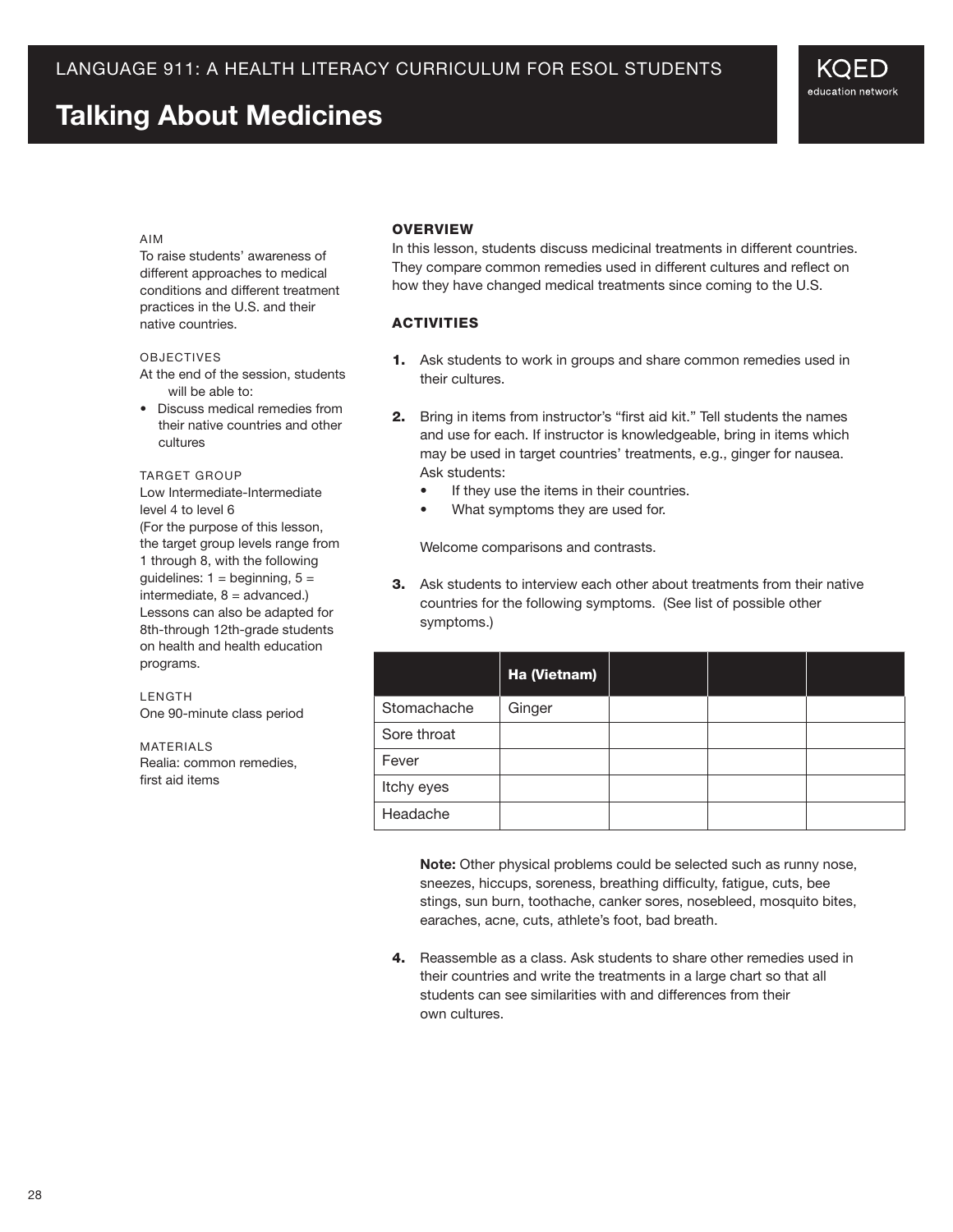LANGUAGE 911: A HEALTH LITERACY CURRICULUM FOR ESOL STUDENTS

# Talking About Medicines

AIM
To raise students' awareness of different approaches to medical conditions and different treatment practices in the U.S. and their native countries.

OBJECTIVES
At the end of the session, students will be able to:

- Discuss medical remedies from their native countries and other cultures

TARGET GROUP
Low Intermediate-Intermediate level 4 to level 6
(For the purpose of this lesson, the target group levels range from 1 through 8, with the following guidelines: 1 = beginning, 5 = intermediate, 8 = advanced.)
Lessons can also be adapted for 8th-through 12th-grade students on health and health education programs.

LENGTH
One 90-minute class period

MATERIALS
Realia: common remedies, first aid items

## OVERVIEW

In this lesson, students discuss medicinal treatments in different countries. They compare common remedies used in different cultures and reflect on how they have changed medical treatments since coming to the U.S.

## ACTIVITIES

1. Ask students to work in groups and share common remedies used in their cultures.

2. Bring in items from instructor's "first aid kit." Tell students the names and use for each. If instructor is knowledgeable, bring in items which may be used in target countries' treatments, e.g., ginger for nausea. Ask students:
   - If they use the items in their countries.
   - What symptoms they are used for.

   Welcome comparisons and contrasts.

3. Ask students to interview each other about treatments from their native countries for the following symptoms. (See list of possible other symptoms.)

| | Ha (Vietnam) | | | |
|---|---|---|---|---|
| Stomachache | Ginger | | | |
| Sore throat | | | | |
| Fever | | | | |
| Itchy eyes | | | | |
| Headache | | | | |

   **Note:** Other physical problems could be selected such as runny nose, sneezes, hiccups, soreness, breathing difficulty, fatigue, cuts, bee stings, sun burn, toothache, canker sores, nosebleed, mosquito bites, earaches, acne, cuts, athlete's foot, bad breath.

4. Reassemble as a class. Ask students to share other remedies used in their countries and write the treatments in a large chart so that all students can see similarities with and differences from their own cultures.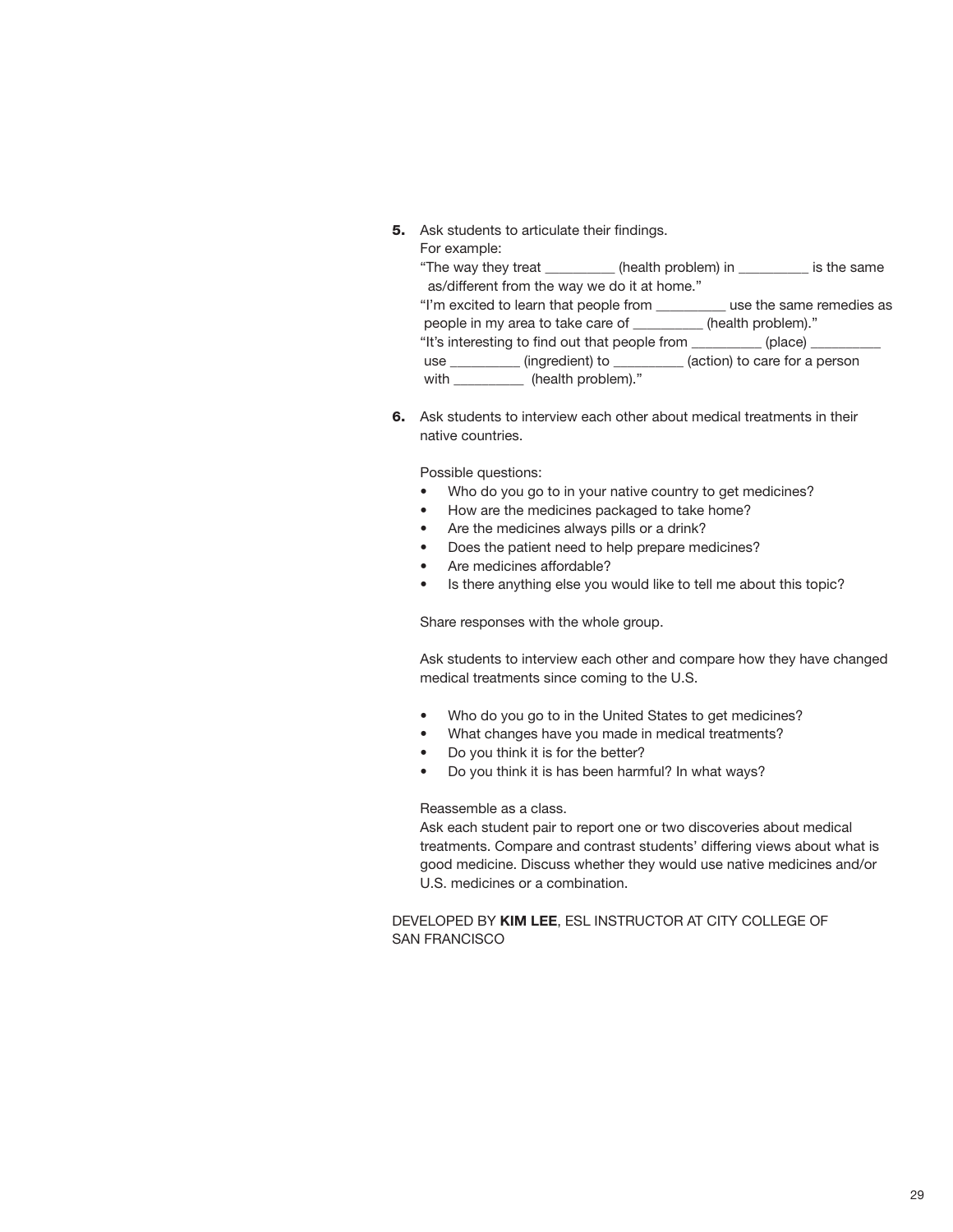**5.** Ask students to articulate their findings.
For example:
"The way they treat _________ (health problem) in _________ is the same as/different from the way we do it at home."
"I'm excited to learn that people from _________ use the same remedies as people in my area to take care of _________ (health problem)."
"It's interesting to find out that people from _________ (place) _________ use _________ (ingredient) to _________ (action) to care for a person with _________ (health problem)."

**6.** Ask students to interview each other about medical treatments in their native countries.

Possible questions:

- Who do you go to in your native country to get medicines?
- How are the medicines packaged to take home?
- Are the medicines always pills or a drink?
- Does the patient need to help prepare medicines?
- Are medicines affordable?
- Is there anything else you would like to tell me about this topic?

Share responses with the whole group.

Ask students to interview each other and compare how they have changed medical treatments since coming to the U.S.

- Who do you go to in the United States to get medicines?
- What changes have you made in medical treatments?
- Do you think it is for the better?
- Do you think it is has been harmful? In what ways?

Reassemble as a class.
Ask each student pair to report one or two discoveries about medical treatments. Compare and contrast students' differing views about what is good medicine. Discuss whether they would use native medicines and/or U.S. medicines or a combination.

DEVELOPED BY **KIM LEE**, ESL INSTRUCTOR AT CITY COLLEGE OF SAN FRANCISCO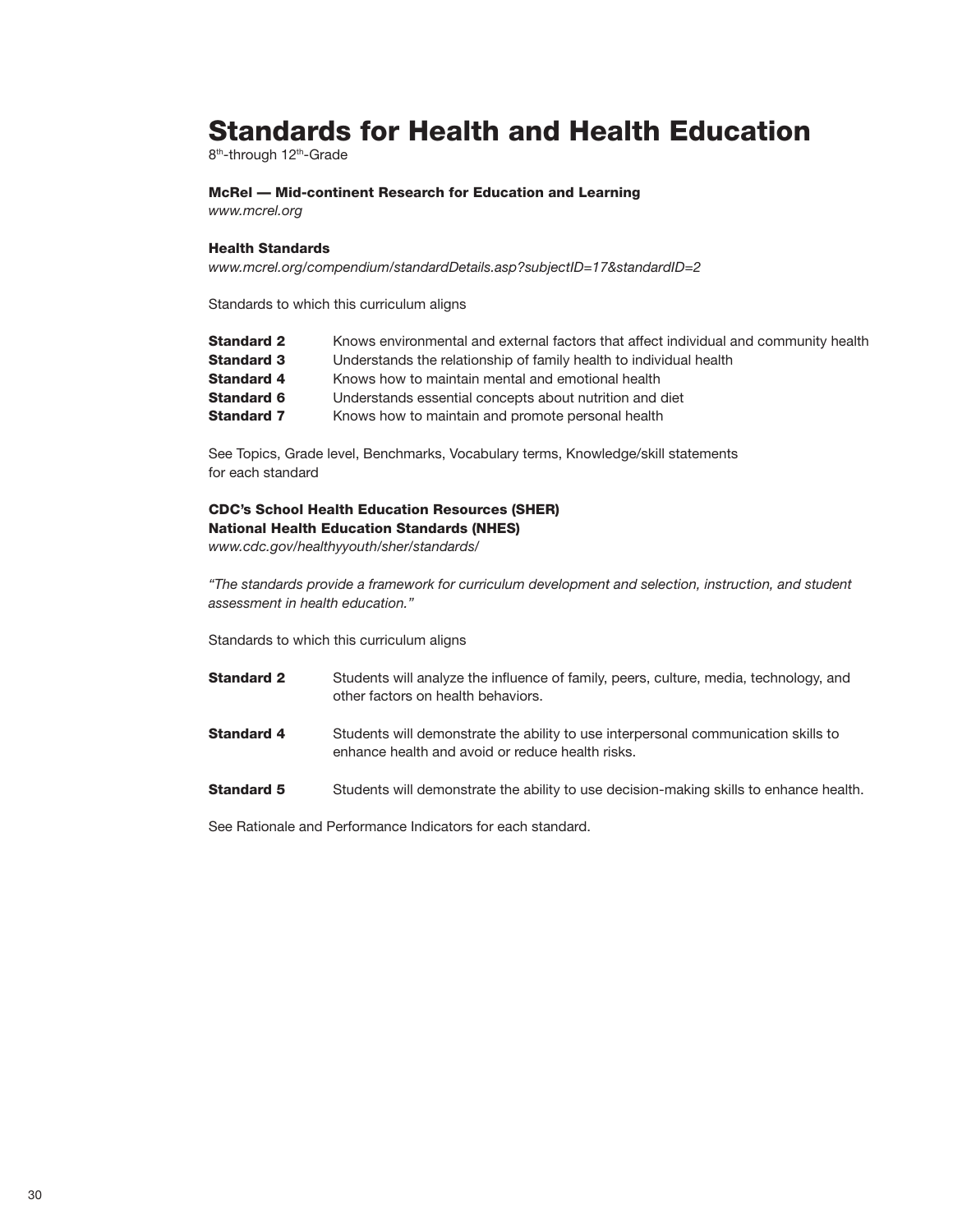# Standards for Health and Health Education

8th-through 12th-Grade

**McRel — Mid-continent Research for Education and Learning**
*www.mcrel.org*

**Health Standards**
*www.mcrel.org/compendium/standardDetails.asp?subjectID=17&standardID=2*

Standards to which this curriculum aligns

| | |
|---|---|
| **Standard 2** | Knows environmental and external factors that affect individual and community health |
| **Standard 3** | Understands the relationship of family health to individual health |
| **Standard 4** | Knows how to maintain mental and emotional health |
| **Standard 6** | Understands essential concepts about nutrition and diet |
| **Standard 7** | Knows how to maintain and promote personal health |

See Topics, Grade level, Benchmarks, Vocabulary terms, Knowledge/skill statements for each standard

**CDC's School Health Education Resources (SHER)**
**National Health Education Standards (NHES)**
*www.cdc.gov/healthyyouth/sher/standards/*

*"The standards provide a framework for curriculum development and selection, instruction, and student assessment in health education."*

Standards to which this curriculum aligns

| | |
|---|---|
| **Standard 2** | Students will analyze the influence of family, peers, culture, media, technology, and other factors on health behaviors. |
| **Standard 4** | Students will demonstrate the ability to use interpersonal communication skills to enhance health and avoid or reduce health risks. |
| **Standard 5** | Students will demonstrate the ability to use decision-making skills to enhance health. |

See Rationale and Performance Indicators for each standard.